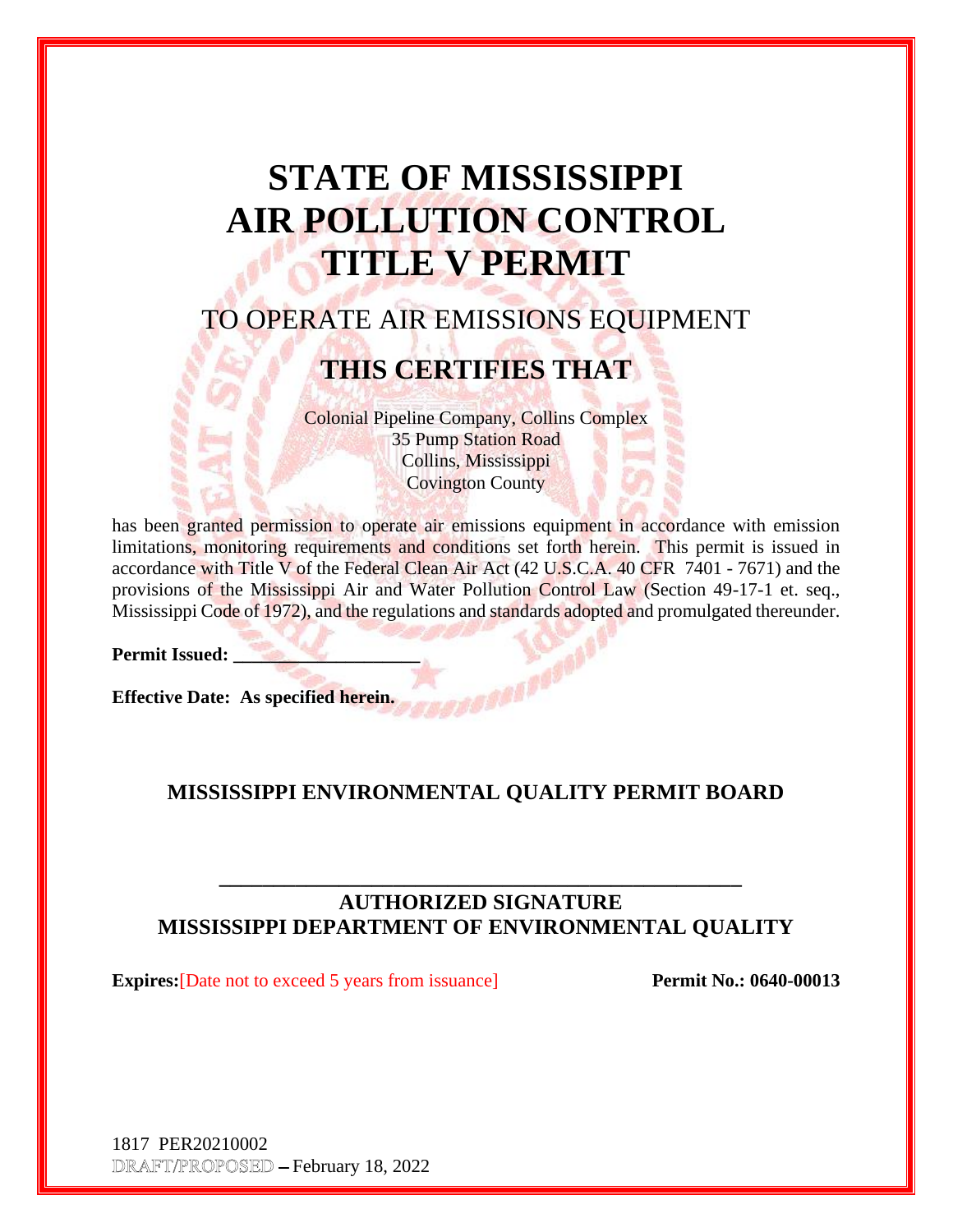# STATE OF MISSISSIPPI
# AIR POLLUTION CONTROL
# TITLE V PERMIT

## TO OPERATE AIR EMISSIONS EQUIPMENT

## THIS CERTIFIES THAT

Colonial Pipeline Company, Collins Complex
35 Pump Station Road
Collins, Mississippi
Covington County

has been granted permission to operate air emissions equipment in accordance with emission limitations, monitoring requirements and conditions set forth herein. This permit is issued in accordance with Title V of the Federal Clean Air Act (42 U.S.C.A. 40 CFR 7401 - 7671) and the provisions of the Mississippi Air and Water Pollution Control Law (Section 49-17-1 et. seq., Mississippi Code of 1972), and the regulations and standards adopted and promulgated thereunder.

**Permit Issued: ____________________**

**Effective Date: As specified herein.**

**MISSISSIPPI ENVIRONMENTAL QUALITY PERMIT BOARD**

______________________________________________

**AUTHORIZED SIGNATURE**
**MISSISSIPPI DEPARTMENT OF ENVIRONMENTAL QUALITY**

**Expires:** [Date not to exceed 5 years from issuance] **Permit No.: 0640-00013**

1817 PER20210002
DRAFT/PROPOSED – February 18, 2022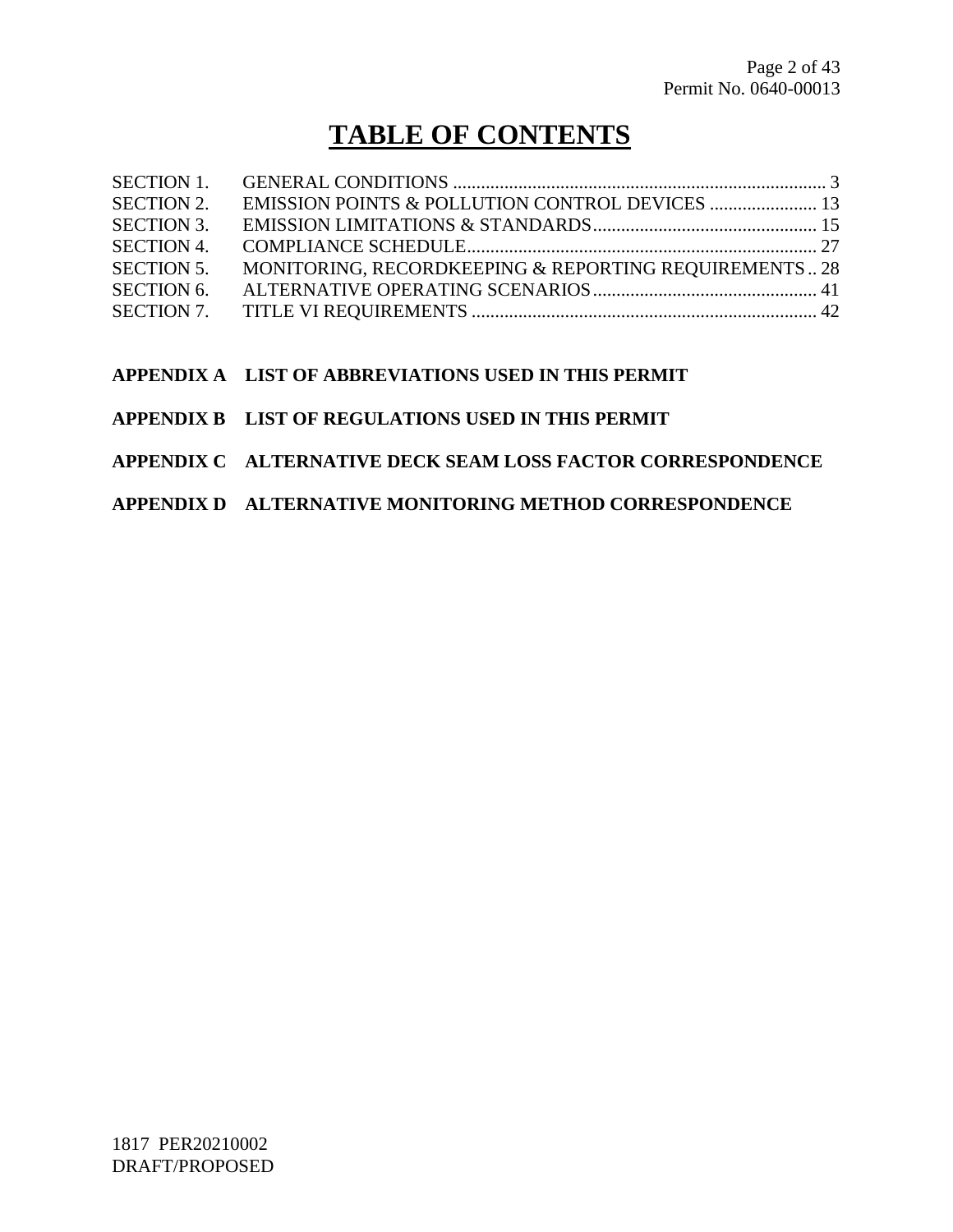# TABLE OF CONTENTS

| | | |
|---|---|---|
| SECTION 1. | GENERAL CONDITIONS | 3 |
| SECTION 2. | EMISSION POINTS & POLLUTION CONTROL DEVICES | 13 |
| SECTION 3. | EMISSION LIMITATIONS & STANDARDS | 15 |
| SECTION 4. | COMPLIANCE SCHEDULE | 27 |
| SECTION 5. | MONITORING, RECORDKEEPING & REPORTING REQUIREMENTS | 28 |
| SECTION 6. | ALTERNATIVE OPERATING SCENARIOS | 41 |
| SECTION 7. | TITLE VI REQUIREMENTS | 42 |

**APPENDIX A LIST OF ABBREVIATIONS USED IN THIS PERMIT**

**APPENDIX B LIST OF REGULATIONS USED IN THIS PERMIT**

**APPENDIX C ALTERNATIVE DECK SEAM LOSS FACTOR CORRESPONDENCE**

**APPENDIX D ALTERNATIVE MONITORING METHOD CORRESPONDENCE**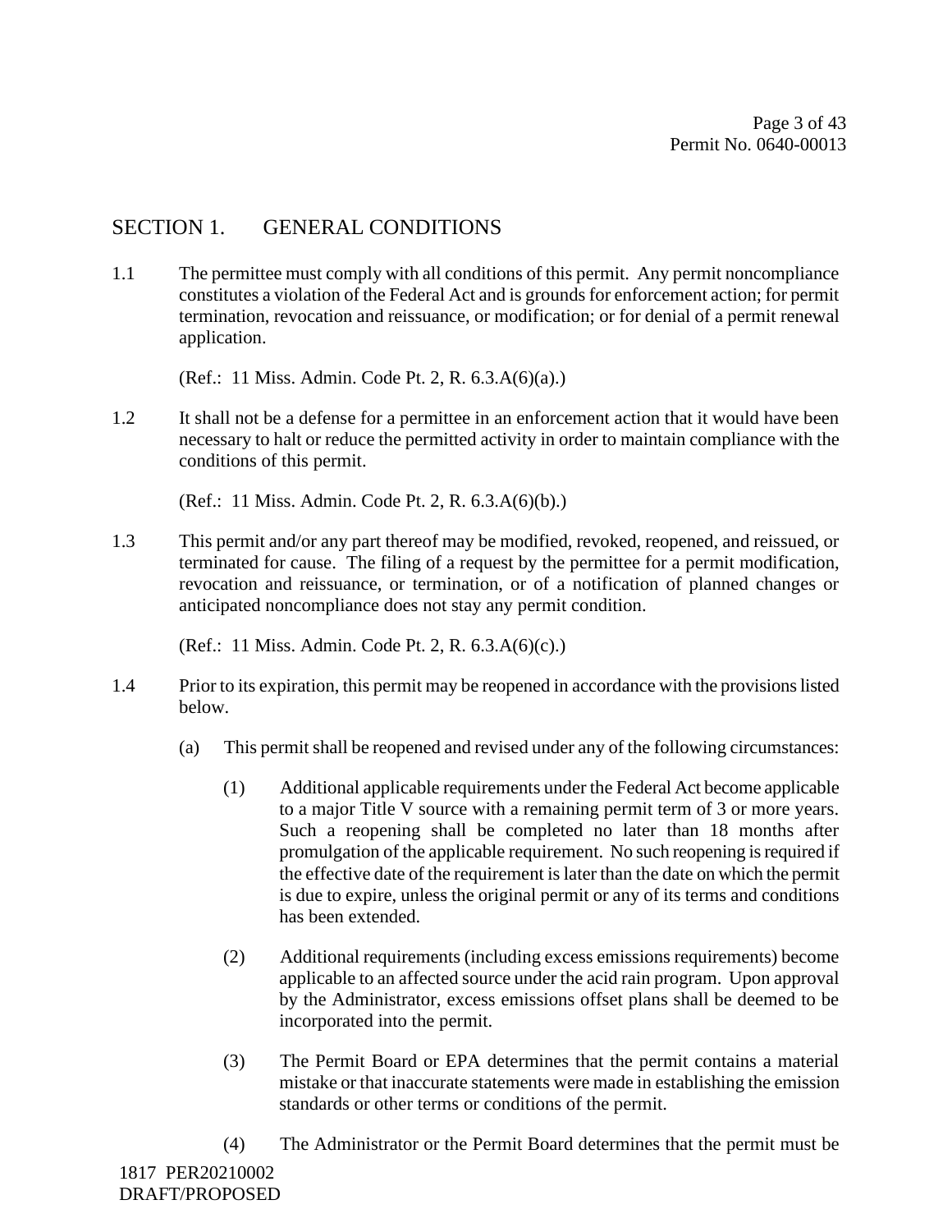## SECTION 1. GENERAL CONDITIONS

1.1 The permittee must comply with all conditions of this permit. Any permit noncompliance constitutes a violation of the Federal Act and is grounds for enforcement action; for permit termination, revocation and reissuance, or modification; or for denial of a permit renewal application.

(Ref.: 11 Miss. Admin. Code Pt. 2, R. 6.3.A(6)(a).)

1.2 It shall not be a defense for a permittee in an enforcement action that it would have been necessary to halt or reduce the permitted activity in order to maintain compliance with the conditions of this permit.

(Ref.: 11 Miss. Admin. Code Pt. 2, R. 6.3.A(6)(b).)

1.3 This permit and/or any part thereof may be modified, revoked, reopened, and reissued, or terminated for cause. The filing of a request by the permittee for a permit modification, revocation and reissuance, or termination, or of a notification of planned changes or anticipated noncompliance does not stay any permit condition.

(Ref.: 11 Miss. Admin. Code Pt. 2, R. 6.3.A(6)(c).)

1.4 Prior to its expiration, this permit may be reopened in accordance with the provisions listed below.

(a) This permit shall be reopened and revised under any of the following circumstances:

(1) Additional applicable requirements under the Federal Act become applicable to a major Title V source with a remaining permit term of 3 or more years. Such a reopening shall be completed no later than 18 months after promulgation of the applicable requirement. No such reopening is required if the effective date of the requirement is later than the date on which the permit is due to expire, unless the original permit or any of its terms and conditions has been extended.

(2) Additional requirements (including excess emissions requirements) become applicable to an affected source under the acid rain program. Upon approval by the Administrator, excess emissions offset plans shall be deemed to be incorporated into the permit.

(3) The Permit Board or EPA determines that the permit contains a material mistake or that inaccurate statements were made in establishing the emission standards or other terms or conditions of the permit.

(4) The Administrator or the Permit Board determines that the permit must be

1817 PER20210002
DRAFT/PROPOSED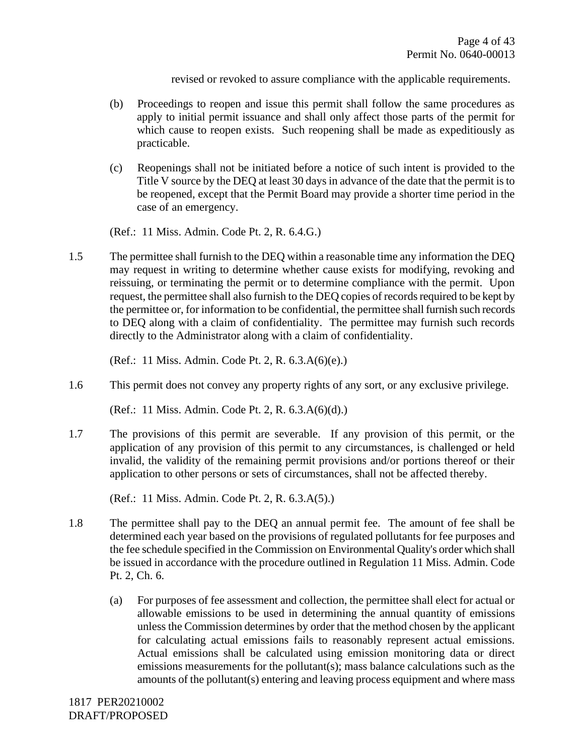revised or revoked to assure compliance with the applicable requirements.

(b) Proceedings to reopen and issue this permit shall follow the same procedures as apply to initial permit issuance and shall only affect those parts of the permit for which cause to reopen exists. Such reopening shall be made as expeditiously as practicable.

(c) Reopenings shall not be initiated before a notice of such intent is provided to the Title V source by the DEQ at least 30 days in advance of the date that the permit is to be reopened, except that the Permit Board may provide a shorter time period in the case of an emergency.

(Ref.: 11 Miss. Admin. Code Pt. 2, R. 6.4.G.)

1.5 The permittee shall furnish to the DEQ within a reasonable time any information the DEQ may request in writing to determine whether cause exists for modifying, revoking and reissuing, or terminating the permit or to determine compliance with the permit. Upon request, the permittee shall also furnish to the DEQ copies of records required to be kept by the permittee or, for information to be confidential, the permittee shall furnish such records to DEQ along with a claim of confidentiality. The permittee may furnish such records directly to the Administrator along with a claim of confidentiality.

(Ref.: 11 Miss. Admin. Code Pt. 2, R. 6.3.A(6)(e).)

1.6 This permit does not convey any property rights of any sort, or any exclusive privilege.

(Ref.: 11 Miss. Admin. Code Pt. 2, R. 6.3.A(6)(d).)

1.7 The provisions of this permit are severable. If any provision of this permit, or the application of any provision of this permit to any circumstances, is challenged or held invalid, the validity of the remaining permit provisions and/or portions thereof or their application to other persons or sets of circumstances, shall not be affected thereby.

(Ref.: 11 Miss. Admin. Code Pt. 2, R. 6.3.A(5).)

1.8 The permittee shall pay to the DEQ an annual permit fee. The amount of fee shall be determined each year based on the provisions of regulated pollutants for fee purposes and the fee schedule specified in the Commission on Environmental Quality's order which shall be issued in accordance with the procedure outlined in Regulation 11 Miss. Admin. Code Pt. 2, Ch. 6.

(a) For purposes of fee assessment and collection, the permittee shall elect for actual or allowable emissions to be used in determining the annual quantity of emissions unless the Commission determines by order that the method chosen by the applicant for calculating actual emissions fails to reasonably represent actual emissions. Actual emissions shall be calculated using emission monitoring data or direct emissions measurements for the pollutant(s); mass balance calculations such as the amounts of the pollutant(s) entering and leaving process equipment and where mass

1817 PER20210002
DRAFT/PROPOSED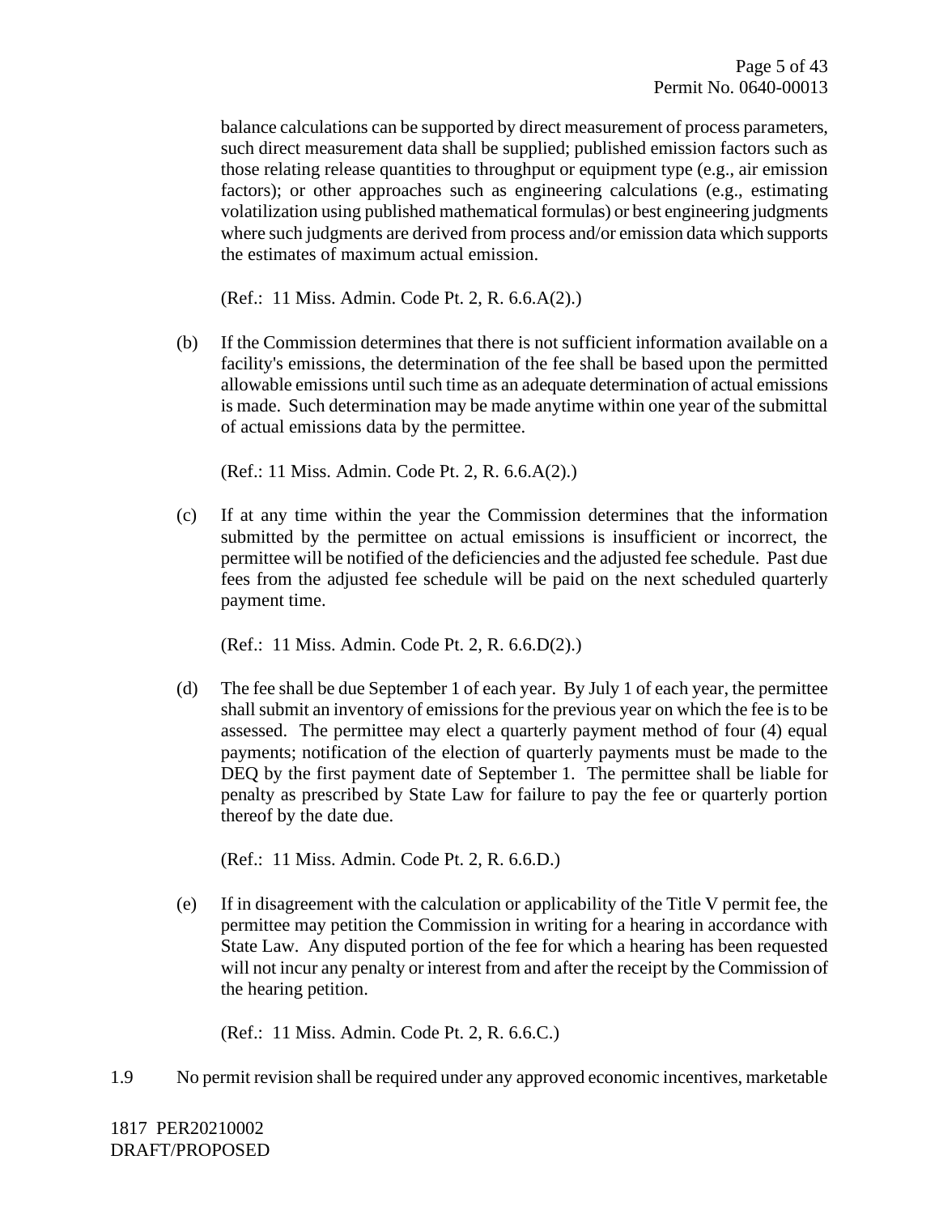balance calculations can be supported by direct measurement of process parameters, such direct measurement data shall be supplied; published emission factors such as those relating release quantities to throughput or equipment type (e.g., air emission factors); or other approaches such as engineering calculations (e.g., estimating volatilization using published mathematical formulas) or best engineering judgments where such judgments are derived from process and/or emission data which supports the estimates of maximum actual emission.

(Ref.: 11 Miss. Admin. Code Pt. 2, R. 6.6.A(2).)

(b) If the Commission determines that there is not sufficient information available on a facility's emissions, the determination of the fee shall be based upon the permitted allowable emissions until such time as an adequate determination of actual emissions is made. Such determination may be made anytime within one year of the submittal of actual emissions data by the permittee.

(Ref.: 11 Miss. Admin. Code Pt. 2, R. 6.6.A(2).)

(c) If at any time within the year the Commission determines that the information submitted by the permittee on actual emissions is insufficient or incorrect, the permittee will be notified of the deficiencies and the adjusted fee schedule. Past due fees from the adjusted fee schedule will be paid on the next scheduled quarterly payment time.

(Ref.: 11 Miss. Admin. Code Pt. 2, R. 6.6.D(2).)

(d) The fee shall be due September 1 of each year. By July 1 of each year, the permittee shall submit an inventory of emissions for the previous year on which the fee is to be assessed. The permittee may elect a quarterly payment method of four (4) equal payments; notification of the election of quarterly payments must be made to the DEQ by the first payment date of September 1. The permittee shall be liable for penalty as prescribed by State Law for failure to pay the fee or quarterly portion thereof by the date due.

(Ref.: 11 Miss. Admin. Code Pt. 2, R. 6.6.D.)

(e) If in disagreement with the calculation or applicability of the Title V permit fee, the permittee may petition the Commission in writing for a hearing in accordance with State Law. Any disputed portion of the fee for which a hearing has been requested will not incur any penalty or interest from and after the receipt by the Commission of the hearing petition.

(Ref.: 11 Miss. Admin. Code Pt. 2, R. 6.6.C.)

1.9 No permit revision shall be required under any approved economic incentives, marketable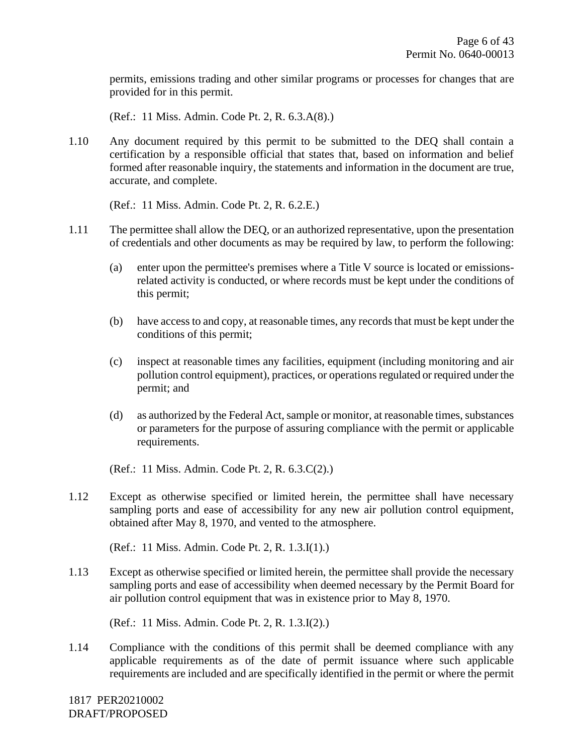permits, emissions trading and other similar programs or processes for changes that are provided for in this permit.

(Ref.: 11 Miss. Admin. Code Pt. 2, R. 6.3.A(8).)

1.10 Any document required by this permit to be submitted to the DEQ shall contain a certification by a responsible official that states that, based on information and belief formed after reasonable inquiry, the statements and information in the document are true, accurate, and complete.

(Ref.: 11 Miss. Admin. Code Pt. 2, R. 6.2.E.)

1.11 The permittee shall allow the DEQ, or an authorized representative, upon the presentation of credentials and other documents as may be required by law, to perform the following:

(a) enter upon the permittee's premises where a Title V source is located or emissions-related activity is conducted, or where records must be kept under the conditions of this permit;

(b) have access to and copy, at reasonable times, any records that must be kept under the conditions of this permit;

(c) inspect at reasonable times any facilities, equipment (including monitoring and air pollution control equipment), practices, or operations regulated or required under the permit; and

(d) as authorized by the Federal Act, sample or monitor, at reasonable times, substances or parameters for the purpose of assuring compliance with the permit or applicable requirements.

(Ref.: 11 Miss. Admin. Code Pt. 2, R. 6.3.C(2).)

1.12 Except as otherwise specified or limited herein, the permittee shall have necessary sampling ports and ease of accessibility for any new air pollution control equipment, obtained after May 8, 1970, and vented to the atmosphere.

(Ref.: 11 Miss. Admin. Code Pt. 2, R. 1.3.I(1).)

1.13 Except as otherwise specified or limited herein, the permittee shall provide the necessary sampling ports and ease of accessibility when deemed necessary by the Permit Board for air pollution control equipment that was in existence prior to May 8, 1970.

(Ref.: 11 Miss. Admin. Code Pt. 2, R. 1.3.I(2).)

1.14 Compliance with the conditions of this permit shall be deemed compliance with any applicable requirements as of the date of permit issuance where such applicable requirements are included and are specifically identified in the permit or where the permit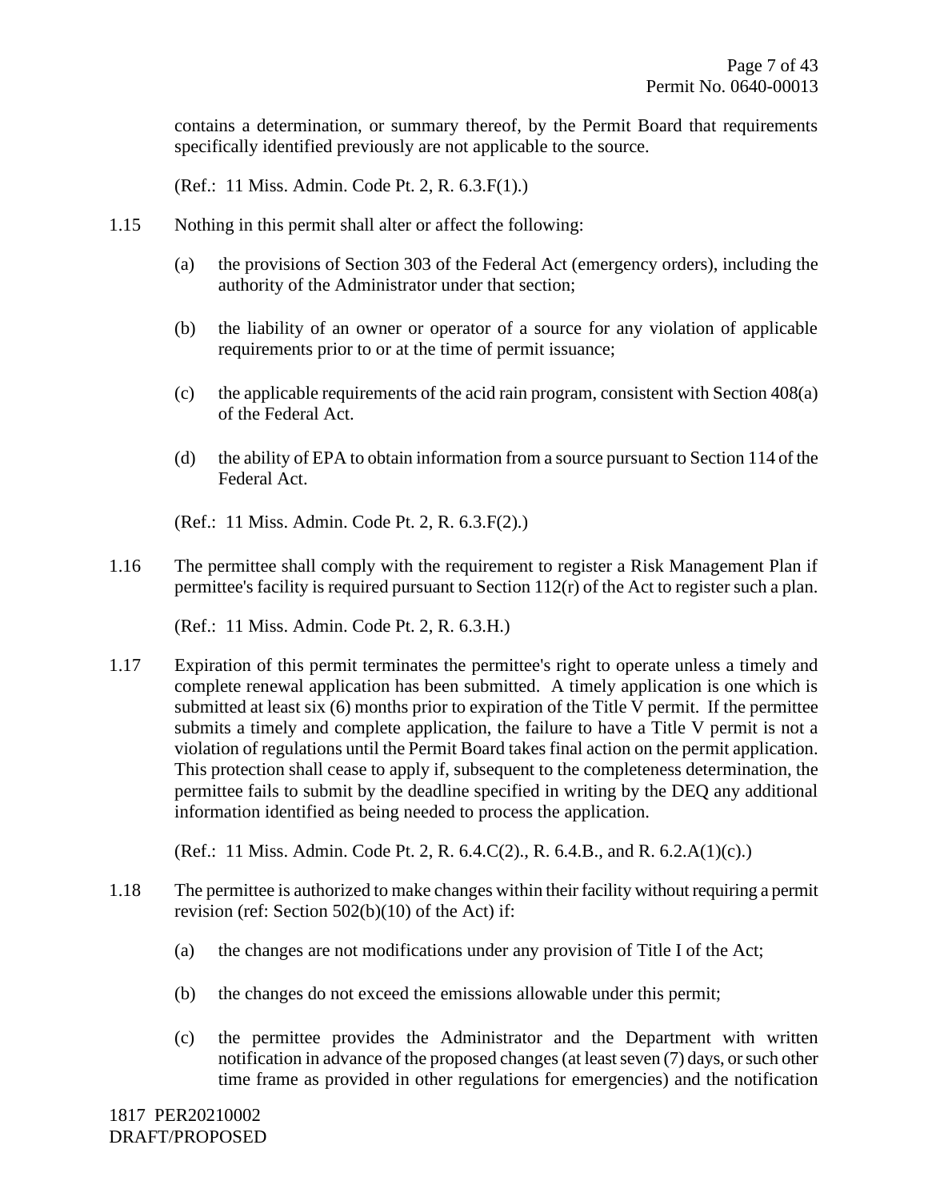contains a determination, or summary thereof, by the Permit Board that requirements specifically identified previously are not applicable to the source.

(Ref.: 11 Miss. Admin. Code Pt. 2, R. 6.3.F(1).)

1.15 Nothing in this permit shall alter or affect the following:

(a) the provisions of Section 303 of the Federal Act (emergency orders), including the authority of the Administrator under that section;

(b) the liability of an owner or operator of a source for any violation of applicable requirements prior to or at the time of permit issuance;

(c) the applicable requirements of the acid rain program, consistent with Section 408(a) of the Federal Act.

(d) the ability of EPA to obtain information from a source pursuant to Section 114 of the Federal Act.

(Ref.: 11 Miss. Admin. Code Pt. 2, R. 6.3.F(2).)

1.16 The permittee shall comply with the requirement to register a Risk Management Plan if permittee's facility is required pursuant to Section 112(r) of the Act to register such a plan.

(Ref.: 11 Miss. Admin. Code Pt. 2, R. 6.3.H.)

1.17 Expiration of this permit terminates the permittee's right to operate unless a timely and complete renewal application has been submitted. A timely application is one which is submitted at least six (6) months prior to expiration of the Title V permit. If the permittee submits a timely and complete application, the failure to have a Title V permit is not a violation of regulations until the Permit Board takes final action on the permit application. This protection shall cease to apply if, subsequent to the completeness determination, the permittee fails to submit by the deadline specified in writing by the DEQ any additional information identified as being needed to process the application.

(Ref.: 11 Miss. Admin. Code Pt. 2, R. 6.4.C(2)., R. 6.4.B., and R. 6.2.A(1)(c).)

1.18 The permittee is authorized to make changes within their facility without requiring a permit revision (ref: Section 502(b)(10) of the Act) if:

(a) the changes are not modifications under any provision of Title I of the Act;

(b) the changes do not exceed the emissions allowable under this permit;

(c) the permittee provides the Administrator and the Department with written notification in advance of the proposed changes (at least seven (7) days, or such other time frame as provided in other regulations for emergencies) and the notification

1817 PER20210002
DRAFT/PROPOSED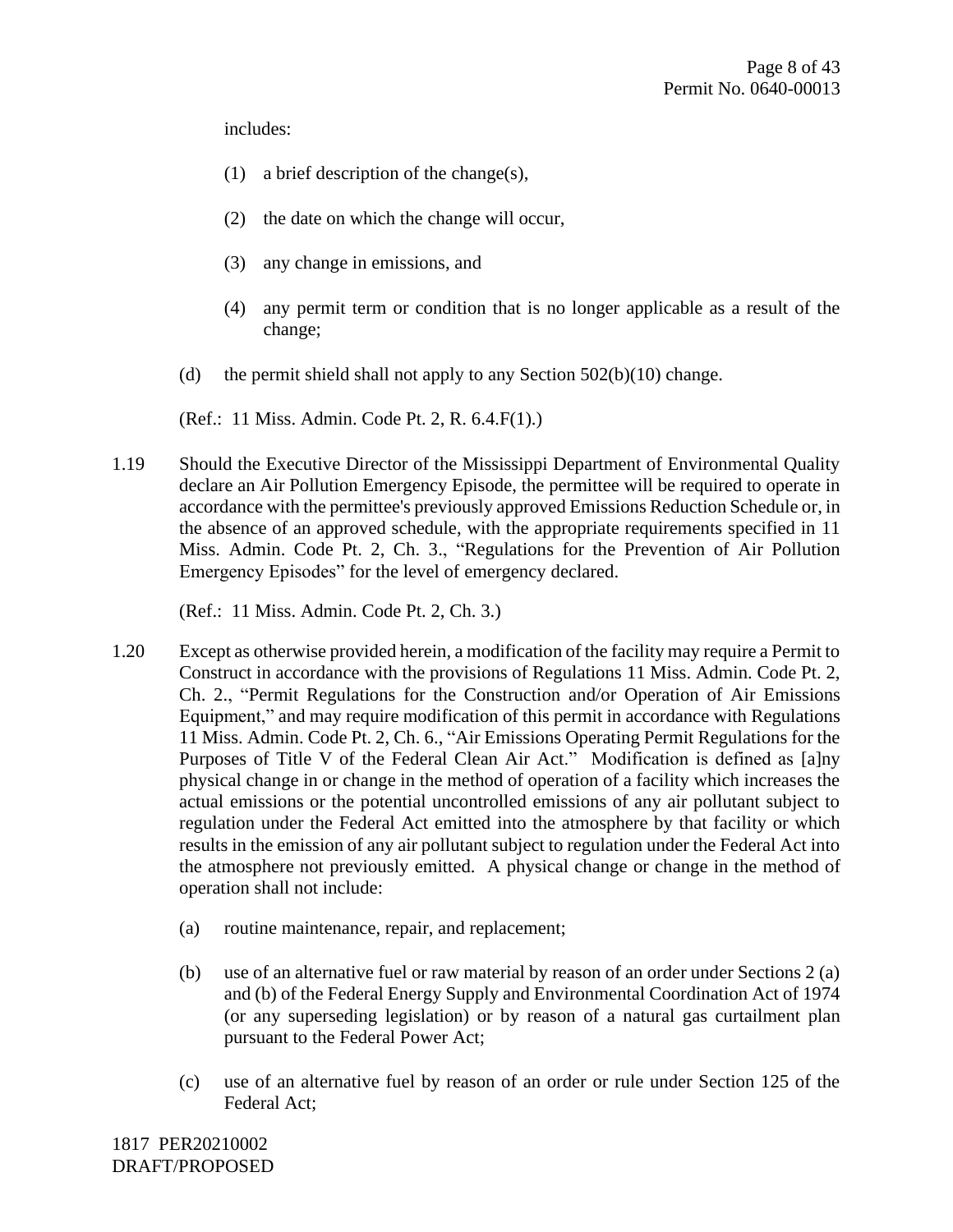includes:

(1) a brief description of the change(s),

(2) the date on which the change will occur,

(3) any change in emissions, and

(4) any permit term or condition that is no longer applicable as a result of the change;

(d) the permit shield shall not apply to any Section 502(b)(10) change.

(Ref.: 11 Miss. Admin. Code Pt. 2, R. 6.4.F(1).)

1.19 Should the Executive Director of the Mississippi Department of Environmental Quality declare an Air Pollution Emergency Episode, the permittee will be required to operate in accordance with the permittee's previously approved Emissions Reduction Schedule or, in the absence of an approved schedule, with the appropriate requirements specified in 11 Miss. Admin. Code Pt. 2, Ch. 3., "Regulations for the Prevention of Air Pollution Emergency Episodes" for the level of emergency declared.

(Ref.: 11 Miss. Admin. Code Pt. 2, Ch. 3.)

1.20 Except as otherwise provided herein, a modification of the facility may require a Permit to Construct in accordance with the provisions of Regulations 11 Miss. Admin. Code Pt. 2, Ch. 2., "Permit Regulations for the Construction and/or Operation of Air Emissions Equipment," and may require modification of this permit in accordance with Regulations 11 Miss. Admin. Code Pt. 2, Ch. 6., "Air Emissions Operating Permit Regulations for the Purposes of Title V of the Federal Clean Air Act." Modification is defined as [a]ny physical change in or change in the method of operation of a facility which increases the actual emissions or the potential uncontrolled emissions of any air pollutant subject to regulation under the Federal Act emitted into the atmosphere by that facility or which results in the emission of any air pollutant subject to regulation under the Federal Act into the atmosphere not previously emitted. A physical change or change in the method of operation shall not include:

(a) routine maintenance, repair, and replacement;

(b) use of an alternative fuel or raw material by reason of an order under Sections 2 (a) and (b) of the Federal Energy Supply and Environmental Coordination Act of 1974 (or any superseding legislation) or by reason of a natural gas curtailment plan pursuant to the Federal Power Act;

(c) use of an alternative fuel by reason of an order or rule under Section 125 of the Federal Act;

1817 PER20210002
DRAFT/PROPOSED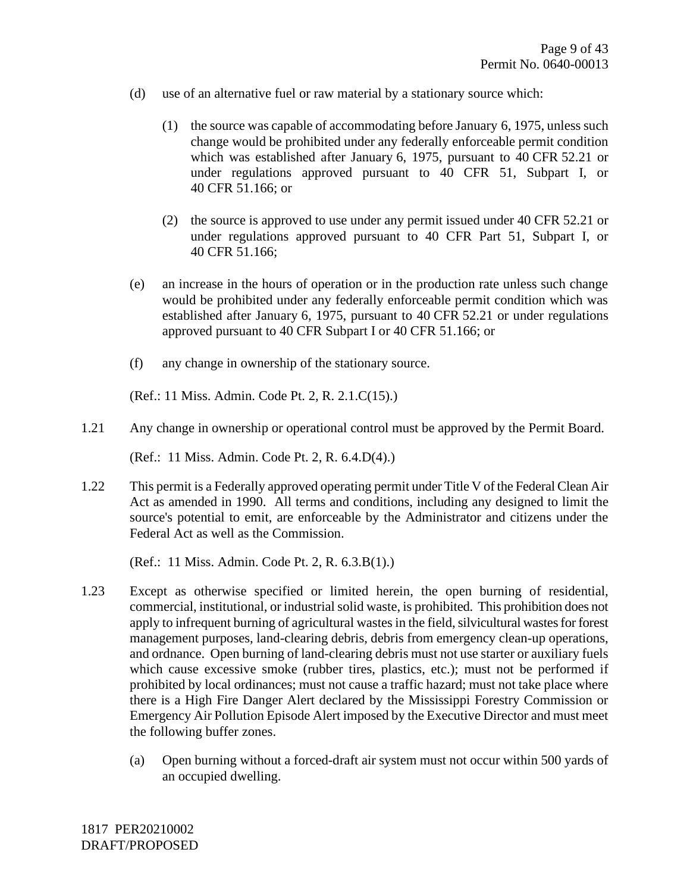(d) use of an alternative fuel or raw material by a stationary source which:

   (1) the source was capable of accommodating before January 6, 1975, unless such change would be prohibited under any federally enforceable permit condition which was established after January 6, 1975, pursuant to 40 CFR 52.21 or under regulations approved pursuant to 40 CFR 51, Subpart I, or 40 CFR 51.166; or

   (2) the source is approved to use under any permit issued under 40 CFR 52.21 or under regulations approved pursuant to 40 CFR Part 51, Subpart I, or 40 CFR 51.166;

(e) an increase in the hours of operation or in the production rate unless such change would be prohibited under any federally enforceable permit condition which was established after January 6, 1975, pursuant to 40 CFR 52.21 or under regulations approved pursuant to 40 CFR Subpart I or 40 CFR 51.166; or

(f) any change in ownership of the stationary source.

(Ref.: 11 Miss. Admin. Code Pt. 2, R. 2.1.C(15).)

1.21 Any change in ownership or operational control must be approved by the Permit Board.

(Ref.: 11 Miss. Admin. Code Pt. 2, R. 6.4.D(4).)

1.22 This permit is a Federally approved operating permit under Title V of the Federal Clean Air Act as amended in 1990. All terms and conditions, including any designed to limit the source's potential to emit, are enforceable by the Administrator and citizens under the Federal Act as well as the Commission.

(Ref.: 11 Miss. Admin. Code Pt. 2, R. 6.3.B(1).)

1.23 Except as otherwise specified or limited herein, the open burning of residential, commercial, institutional, or industrial solid waste, is prohibited. This prohibition does not apply to infrequent burning of agricultural wastes in the field, silvicultural wastes for forest management purposes, land-clearing debris, debris from emergency clean-up operations, and ordnance. Open burning of land-clearing debris must not use starter or auxiliary fuels which cause excessive smoke (rubber tires, plastics, etc.); must not be performed if prohibited by local ordinances; must not cause a traffic hazard; must not take place where there is a High Fire Danger Alert declared by the Mississippi Forestry Commission or Emergency Air Pollution Episode Alert imposed by the Executive Director and must meet the following buffer zones.

(a) Open burning without a forced-draft air system must not occur within 500 yards of an occupied dwelling.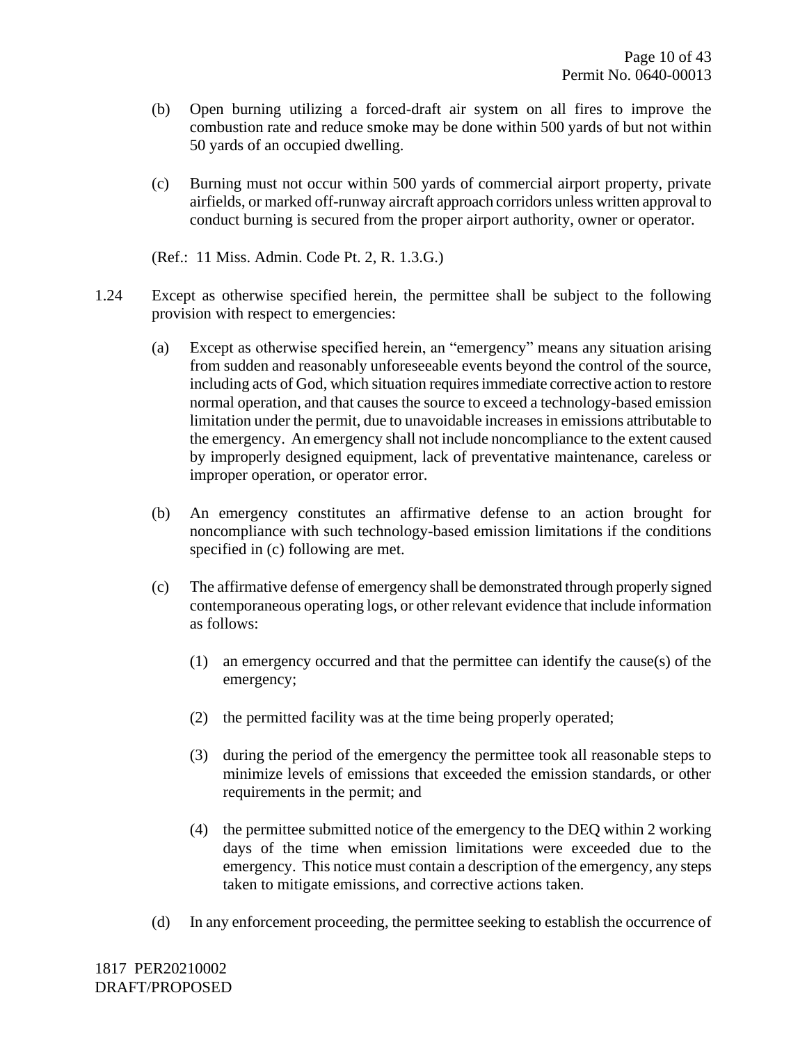(b) Open burning utilizing a forced-draft air system on all fires to improve the combustion rate and reduce smoke may be done within 500 yards of but not within 50 yards of an occupied dwelling.

(c) Burning must not occur within 500 yards of commercial airport property, private airfields, or marked off-runway aircraft approach corridors unless written approval to conduct burning is secured from the proper airport authority, owner or operator.

(Ref.: 11 Miss. Admin. Code Pt. 2, R. 1.3.G.)

1.24 Except as otherwise specified herein, the permittee shall be subject to the following provision with respect to emergencies:

(a) Except as otherwise specified herein, an "emergency" means any situation arising from sudden and reasonably unforeseeable events beyond the control of the source, including acts of God, which situation requires immediate corrective action to restore normal operation, and that causes the source to exceed a technology-based emission limitation under the permit, due to unavoidable increases in emissions attributable to the emergency. An emergency shall not include noncompliance to the extent caused by improperly designed equipment, lack of preventative maintenance, careless or improper operation, or operator error.

(b) An emergency constitutes an affirmative defense to an action brought for noncompliance with such technology-based emission limitations if the conditions specified in (c) following are met.

(c) The affirmative defense of emergency shall be demonstrated through properly signed contemporaneous operating logs, or other relevant evidence that include information as follows:

(1) an emergency occurred and that the permittee can identify the cause(s) of the emergency;

(2) the permitted facility was at the time being properly operated;

(3) during the period of the emergency the permittee took all reasonable steps to minimize levels of emissions that exceeded the emission standards, or other requirements in the permit; and

(4) the permittee submitted notice of the emergency to the DEQ within 2 working days of the time when emission limitations were exceeded due to the emergency. This notice must contain a description of the emergency, any steps taken to mitigate emissions, and corrective actions taken.

(d) In any enforcement proceeding, the permittee seeking to establish the occurrence of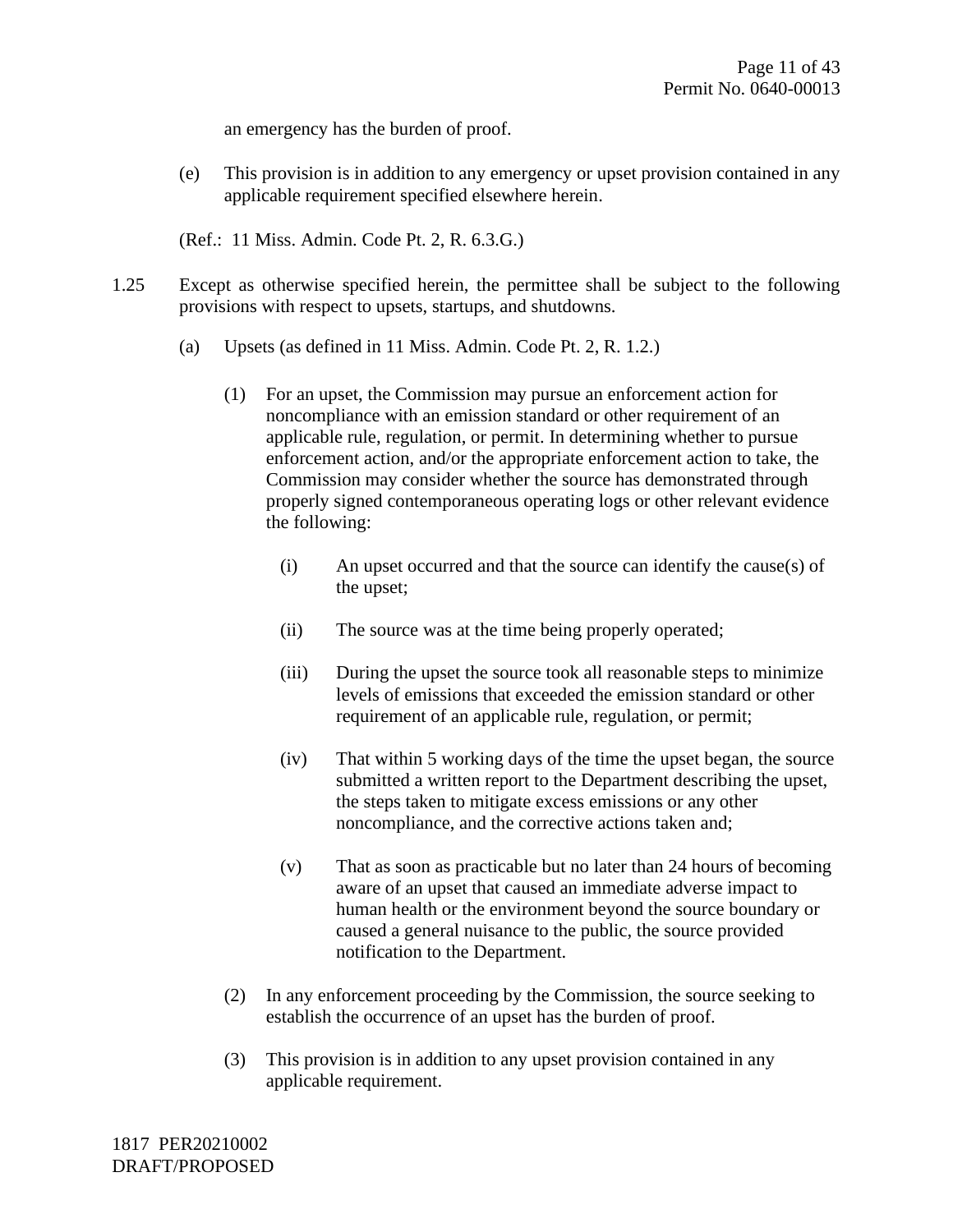an emergency has the burden of proof.

(e) This provision is in addition to any emergency or upset provision contained in any applicable requirement specified elsewhere herein.

(Ref.: 11 Miss. Admin. Code Pt. 2, R. 6.3.G.)

1.25 Except as otherwise specified herein, the permittee shall be subject to the following provisions with respect to upsets, startups, and shutdowns.

(a) Upsets (as defined in 11 Miss. Admin. Code Pt. 2, R. 1.2.)

(1) For an upset, the Commission may pursue an enforcement action for noncompliance with an emission standard or other requirement of an applicable rule, regulation, or permit. In determining whether to pursue enforcement action, and/or the appropriate enforcement action to take, the Commission may consider whether the source has demonstrated through properly signed contemporaneous operating logs or other relevant evidence the following:

(i) An upset occurred and that the source can identify the cause(s) of the upset;

(ii) The source was at the time being properly operated;

(iii) During the upset the source took all reasonable steps to minimize levels of emissions that exceeded the emission standard or other requirement of an applicable rule, regulation, or permit;

(iv) That within 5 working days of the time the upset began, the source submitted a written report to the Department describing the upset, the steps taken to mitigate excess emissions or any other noncompliance, and the corrective actions taken and;

(v) That as soon as practicable but no later than 24 hours of becoming aware of an upset that caused an immediate adverse impact to human health or the environment beyond the source boundary or caused a general nuisance to the public, the source provided notification to the Department.

(2) In any enforcement proceeding by the Commission, the source seeking to establish the occurrence of an upset has the burden of proof.

(3) This provision is in addition to any upset provision contained in any applicable requirement.

1817 PER20210002
DRAFT/PROPOSED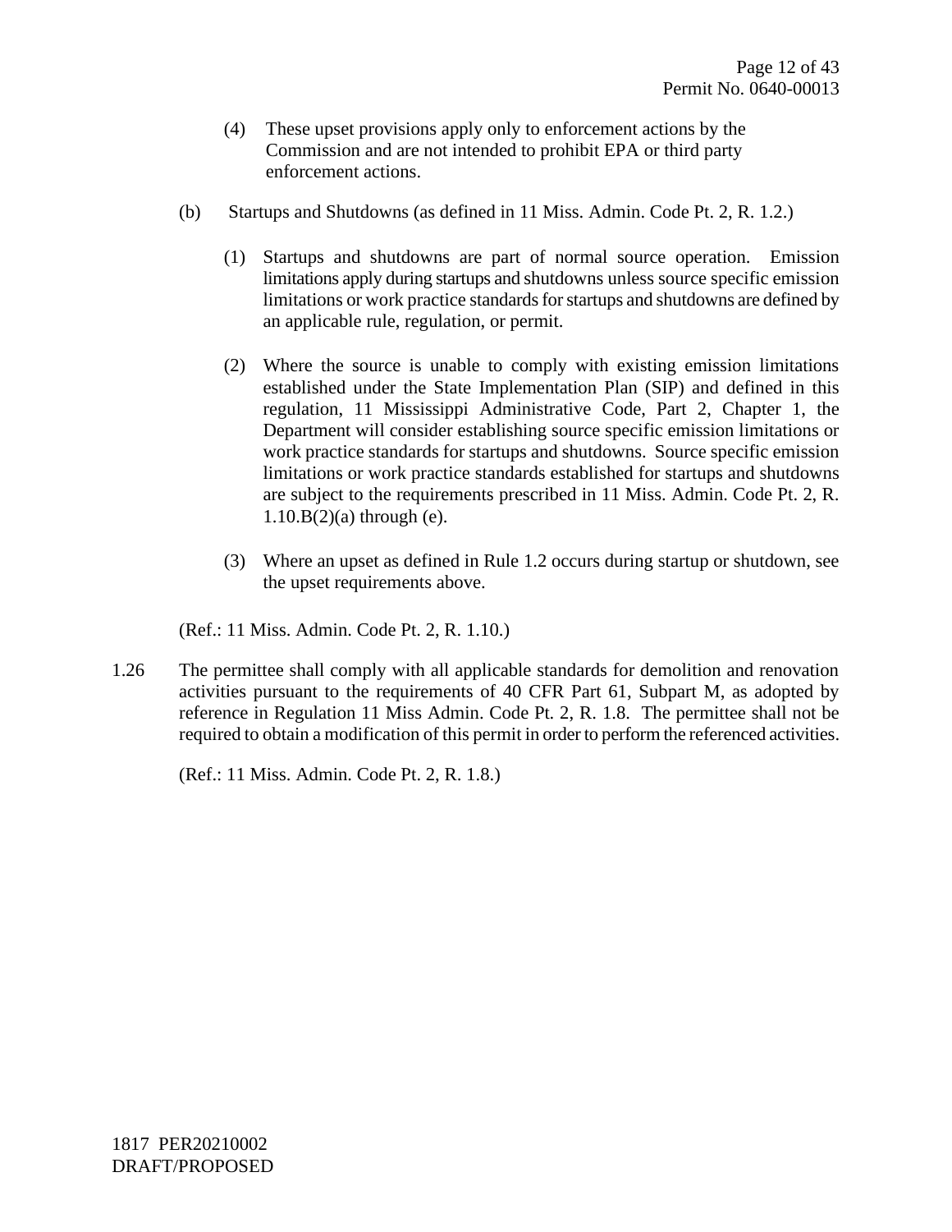(4) These upset provisions apply only to enforcement actions by the Commission and are not intended to prohibit EPA or third party enforcement actions.

(b) Startups and Shutdowns (as defined in 11 Miss. Admin. Code Pt. 2, R. 1.2.)

(1) Startups and shutdowns are part of normal source operation. Emission limitations apply during startups and shutdowns unless source specific emission limitations or work practice standards for startups and shutdowns are defined by an applicable rule, regulation, or permit.

(2) Where the source is unable to comply with existing emission limitations established under the State Implementation Plan (SIP) and defined in this regulation, 11 Mississippi Administrative Code, Part 2, Chapter 1, the Department will consider establishing source specific emission limitations or work practice standards for startups and shutdowns. Source specific emission limitations or work practice standards established for startups and shutdowns are subject to the requirements prescribed in 11 Miss. Admin. Code Pt. 2, R. 1.10.B(2)(a) through (e).

(3) Where an upset as defined in Rule 1.2 occurs during startup or shutdown, see the upset requirements above.

(Ref.: 11 Miss. Admin. Code Pt. 2, R. 1.10.)

1.26 The permittee shall comply with all applicable standards for demolition and renovation activities pursuant to the requirements of 40 CFR Part 61, Subpart M, as adopted by reference in Regulation 11 Miss Admin. Code Pt. 2, R. 1.8. The permittee shall not be required to obtain a modification of this permit in order to perform the referenced activities.

(Ref.: 11 Miss. Admin. Code Pt. 2, R. 1.8.)

1817 PER20210002
DRAFT/PROPOSED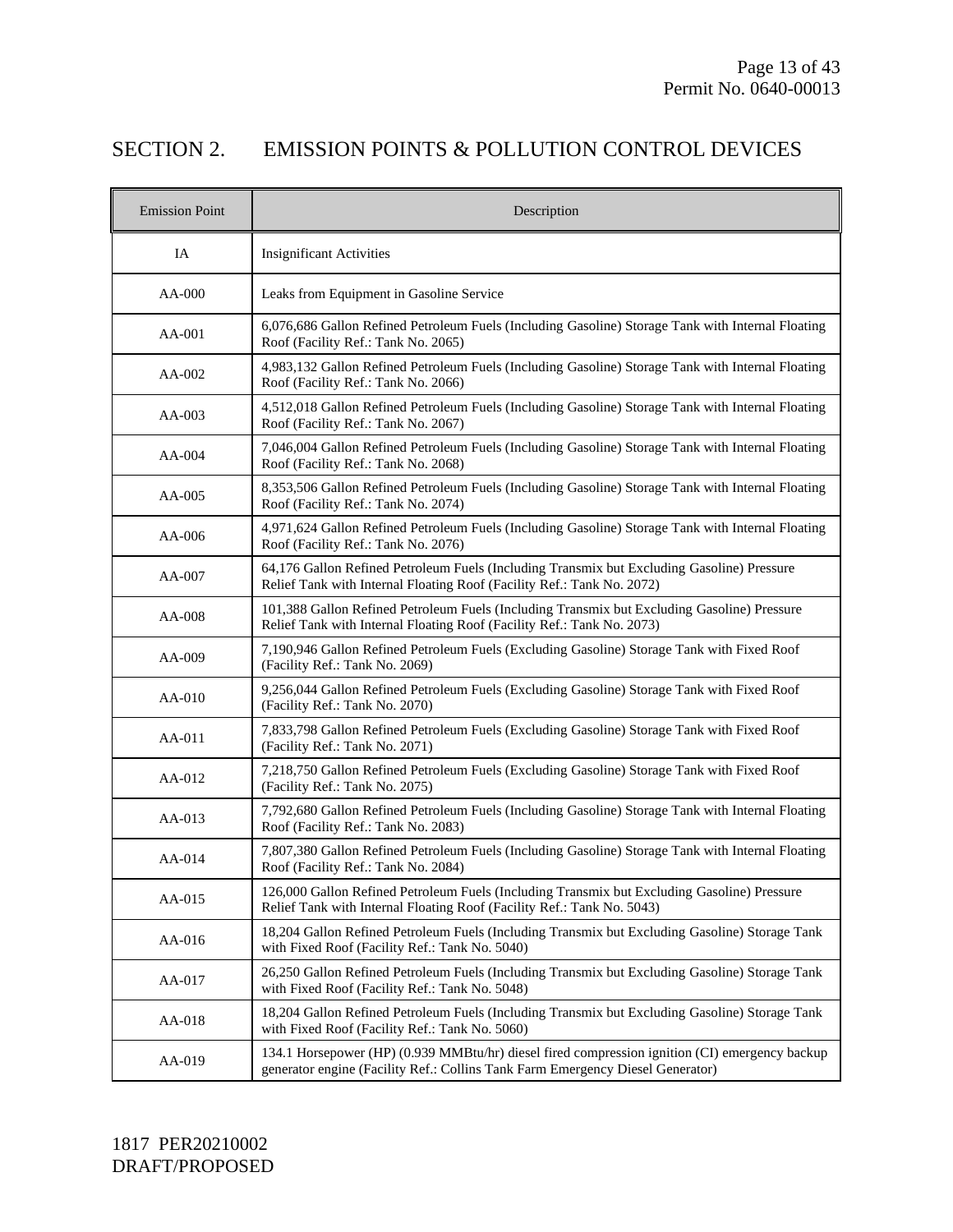# SECTION 2. EMISSION POINTS & POLLUTION CONTROL DEVICES

| Emission Point | Description |
|---|---|
| IA | Insignificant Activities |
| AA-000 | Leaks from Equipment in Gasoline Service |
| AA-001 | 6,076,686 Gallon Refined Petroleum Fuels (Including Gasoline) Storage Tank with Internal Floating Roof (Facility Ref.: Tank No. 2065) |
| AA-002 | 4,983,132 Gallon Refined Petroleum Fuels (Including Gasoline) Storage Tank with Internal Floating Roof (Facility Ref.: Tank No. 2066) |
| AA-003 | 4,512,018 Gallon Refined Petroleum Fuels (Including Gasoline) Storage Tank with Internal Floating Roof (Facility Ref.: Tank No. 2067) |
| AA-004 | 7,046,004 Gallon Refined Petroleum Fuels (Including Gasoline) Storage Tank with Internal Floating Roof (Facility Ref.: Tank No. 2068) |
| AA-005 | 8,353,506 Gallon Refined Petroleum Fuels (Including Gasoline) Storage Tank with Internal Floating Roof (Facility Ref.: Tank No. 2074) |
| AA-006 | 4,971,624 Gallon Refined Petroleum Fuels (Including Gasoline) Storage Tank with Internal Floating Roof (Facility Ref.: Tank No. 2076) |
| AA-007 | 64,176 Gallon Refined Petroleum Fuels (Including Transmix but Excluding Gasoline) Pressure Relief Tank with Internal Floating Roof (Facility Ref.: Tank No. 2072) |
| AA-008 | 101,388 Gallon Refined Petroleum Fuels (Including Transmix but Excluding Gasoline) Pressure Relief Tank with Internal Floating Roof (Facility Ref.: Tank No. 2073) |
| AA-009 | 7,190,946 Gallon Refined Petroleum Fuels (Excluding Gasoline) Storage Tank with Fixed Roof (Facility Ref.: Tank No. 2069) |
| AA-010 | 9,256,044 Gallon Refined Petroleum Fuels (Excluding Gasoline) Storage Tank with Fixed Roof (Facility Ref.: Tank No. 2070) |
| AA-011 | 7,833,798 Gallon Refined Petroleum Fuels (Excluding Gasoline) Storage Tank with Fixed Roof (Facility Ref.: Tank No. 2071) |
| AA-012 | 7,218,750 Gallon Refined Petroleum Fuels (Excluding Gasoline) Storage Tank with Fixed Roof (Facility Ref.: Tank No. 2075) |
| AA-013 | 7,792,680 Gallon Refined Petroleum Fuels (Including Gasoline) Storage Tank with Internal Floating Roof (Facility Ref.: Tank No. 2083) |
| AA-014 | 7,807,380 Gallon Refined Petroleum Fuels (Including Gasoline) Storage Tank with Internal Floating Roof (Facility Ref.: Tank No. 2084) |
| AA-015 | 126,000 Gallon Refined Petroleum Fuels (Including Transmix but Excluding Gasoline) Pressure Relief Tank with Internal Floating Roof (Facility Ref.: Tank No. 5043) |
| AA-016 | 18,204 Gallon Refined Petroleum Fuels (Including Transmix but Excluding Gasoline) Storage Tank with Fixed Roof (Facility Ref.: Tank No. 5040) |
| AA-017 | 26,250 Gallon Refined Petroleum Fuels (Including Transmix but Excluding Gasoline) Storage Tank with Fixed Roof (Facility Ref.: Tank No. 5048) |
| AA-018 | 18,204 Gallon Refined Petroleum Fuels (Including Transmix but Excluding Gasoline) Storage Tank with Fixed Roof (Facility Ref.: Tank No. 5060) |
| AA-019 | 134.1 Horsepower (HP) (0.939 MMBtu/hr) diesel fired compression ignition (CI) emergency backup generator engine (Facility Ref.: Collins Tank Farm Emergency Diesel Generator) |

1817 PER20210002
DRAFT/PROPOSED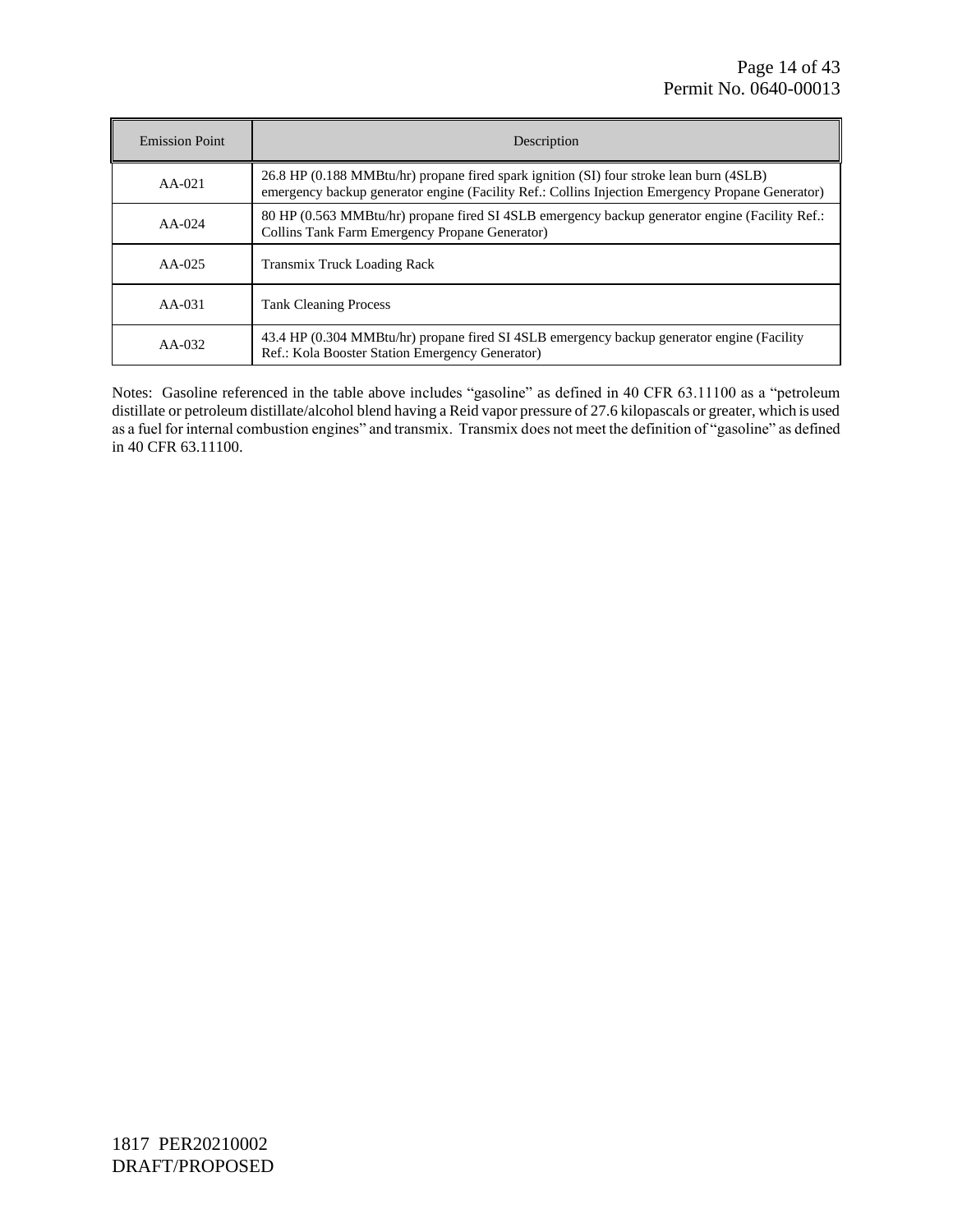| Emission Point | Description |
|---|---|
| AA-021 | 26.8 HP (0.188 MMBtu/hr) propane fired spark ignition (SI) four stroke lean burn (4SLB) emergency backup generator engine (Facility Ref.: Collins Injection Emergency Propane Generator) |
| AA-024 | 80 HP (0.563 MMBtu/hr) propane fired SI 4SLB emergency backup generator engine (Facility Ref.: Collins Tank Farm Emergency Propane Generator) |
| AA-025 | Transmix Truck Loading Rack |
| AA-031 | Tank Cleaning Process |
| AA-032 | 43.4 HP (0.304 MMBtu/hr) propane fired SI 4SLB emergency backup generator engine (Facility Ref.: Kola Booster Station Emergency Generator) |

Notes: Gasoline referenced in the table above includes "gasoline" as defined in 40 CFR 63.11100 as a "petroleum distillate or petroleum distillate/alcohol blend having a Reid vapor pressure of 27.6 kilopascals or greater, which is used as a fuel for internal combustion engines" and transmix. Transmix does not meet the definition of "gasoline" as defined in 40 CFR 63.11100.

1817 PER20210002
DRAFT/PROPOSED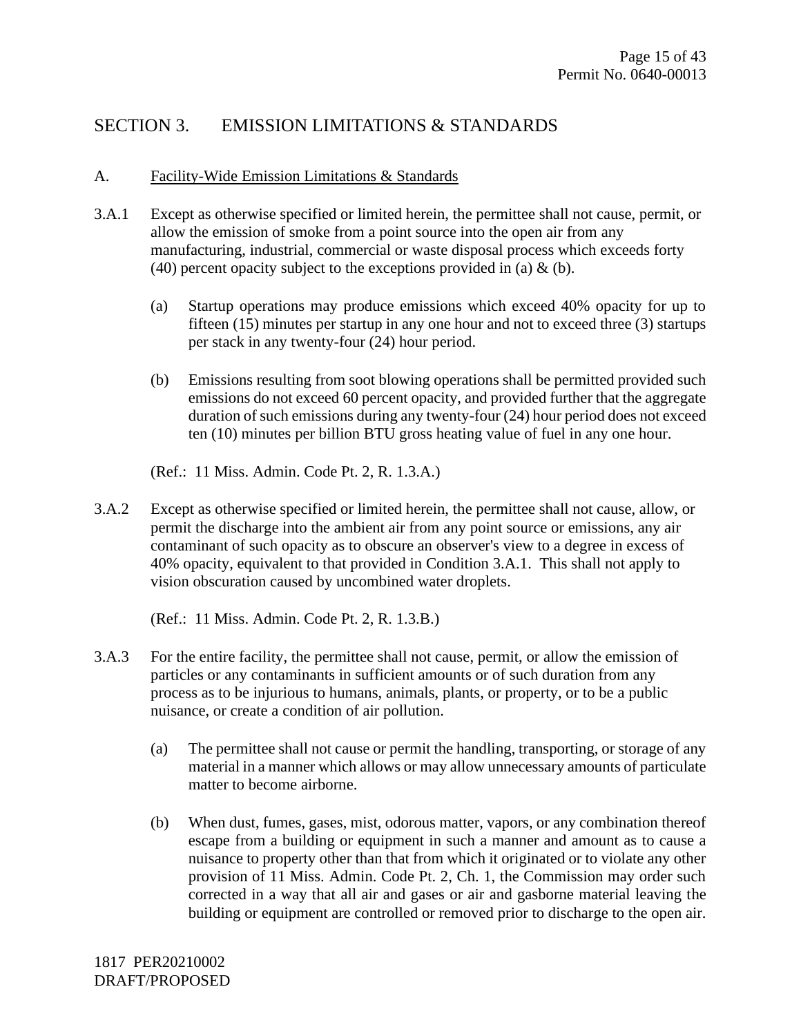## SECTION 3. EMISSION LIMITATIONS & STANDARDS

### A. Facility-Wide Emission Limitations & Standards

3.A.1 Except as otherwise specified or limited herein, the permittee shall not cause, permit, or allow the emission of smoke from a point source into the open air from any manufacturing, industrial, commercial or waste disposal process which exceeds forty (40) percent opacity subject to the exceptions provided in (a) & (b).

(a) Startup operations may produce emissions which exceed 40% opacity for up to fifteen (15) minutes per startup in any one hour and not to exceed three (3) startups per stack in any twenty-four (24) hour period.

(b) Emissions resulting from soot blowing operations shall be permitted provided such emissions do not exceed 60 percent opacity, and provided further that the aggregate duration of such emissions during any twenty-four (24) hour period does not exceed ten (10) minutes per billion BTU gross heating value of fuel in any one hour.

(Ref.: 11 Miss. Admin. Code Pt. 2, R. 1.3.A.)

3.A.2 Except as otherwise specified or limited herein, the permittee shall not cause, allow, or permit the discharge into the ambient air from any point source or emissions, any air contaminant of such opacity as to obscure an observer's view to a degree in excess of 40% opacity, equivalent to that provided in Condition 3.A.1. This shall not apply to vision obscuration caused by uncombined water droplets.

(Ref.: 11 Miss. Admin. Code Pt. 2, R. 1.3.B.)

3.A.3 For the entire facility, the permittee shall not cause, permit, or allow the emission of particles or any contaminants in sufficient amounts or of such duration from any process as to be injurious to humans, animals, plants, or property, or to be a public nuisance, or create a condition of air pollution.

(a) The permittee shall not cause or permit the handling, transporting, or storage of any material in a manner which allows or may allow unnecessary amounts of particulate matter to become airborne.

(b) When dust, fumes, gases, mist, odorous matter, vapors, or any combination thereof escape from a building or equipment in such a manner and amount as to cause a nuisance to property other than that from which it originated or to violate any other provision of 11 Miss. Admin. Code Pt. 2, Ch. 1, the Commission may order such corrected in a way that all air and gases or air and gasborne material leaving the building or equipment are controlled or removed prior to discharge to the open air.

1817 PER20210002
DRAFT/PROPOSED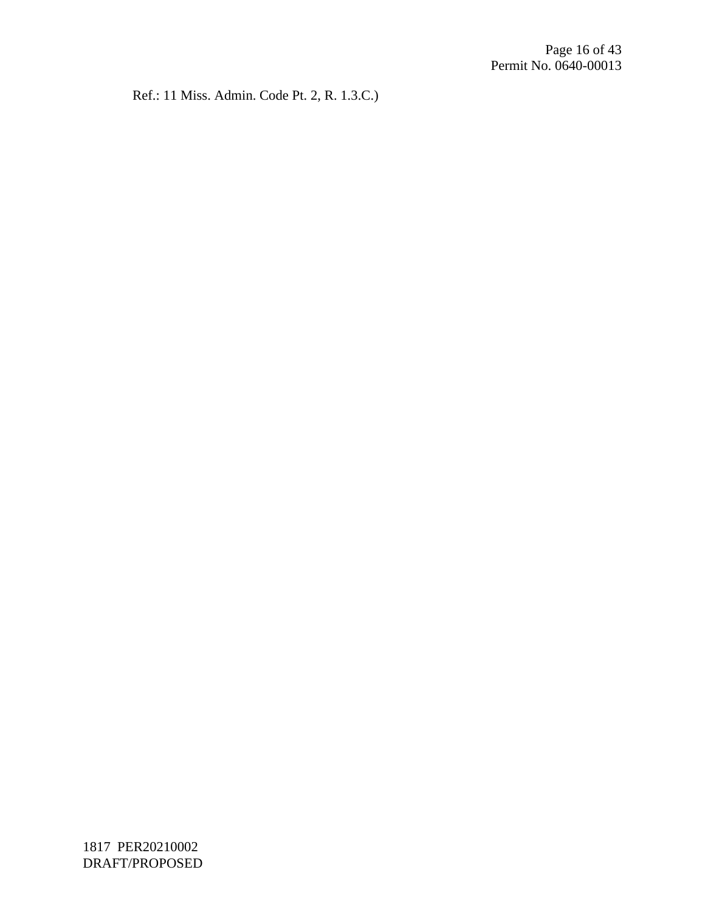Ref.: 11 Miss. Admin. Code Pt. 2, R. 1.3.C.)

1817 PER20210002
DRAFT/PROPOSED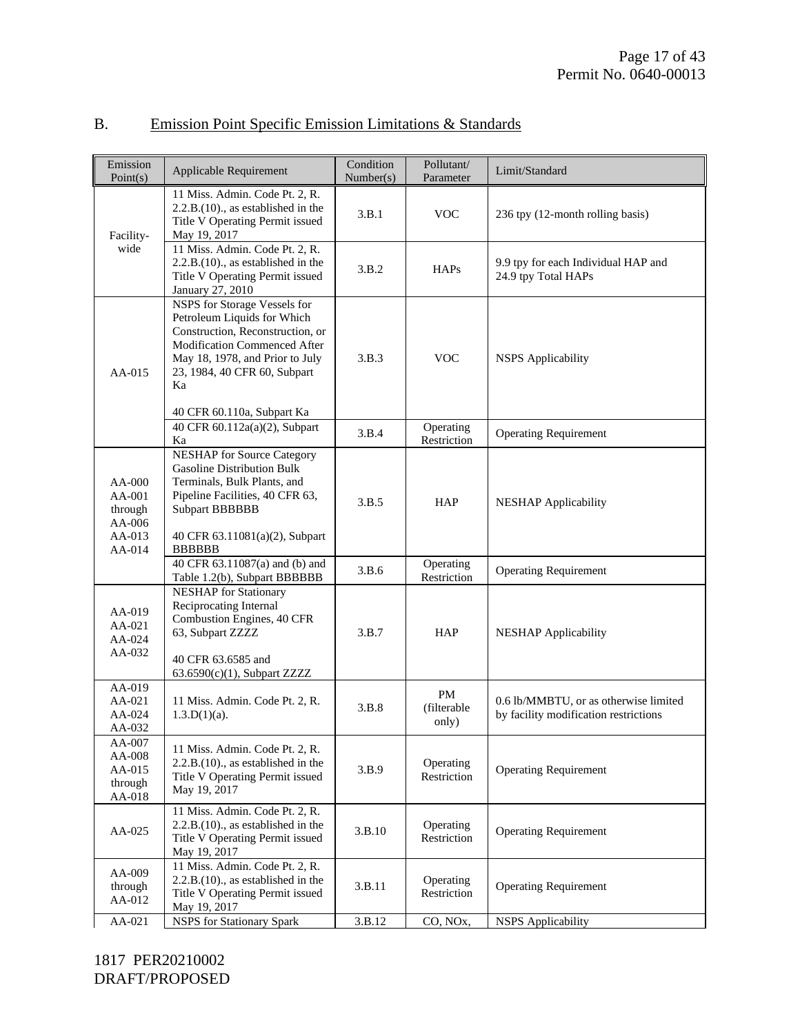## B. Emission Point Specific Emission Limitations & Standards

| Emission Point(s) | Applicable Requirement | Condition Number(s) | Pollutant/ Parameter | Limit/Standard |
|---|---|---|---|---|
| Facility-wide | 11 Miss. Admin. Code Pt. 2, R. 2.2.B.(10)., as established in the Title V Operating Permit issued May 19, 2017 | 3.B.1 | VOC | 236 tpy (12-month rolling basis) |
| | 11 Miss. Admin. Code Pt. 2, R. 2.2.B.(10)., as established in the Title V Operating Permit issued January 27, 2010 | 3.B.2 | HAPs | 9.9 tpy for each Individual HAP and 24.9 tpy Total HAPs |
| AA-015 | NSPS for Storage Vessels for Petroleum Liquids for Which Construction, Reconstruction, or Modification Commenced After May 18, 1978, and Prior to July 23, 1984, 40 CFR 60, Subpart Ka<br><br>40 CFR 60.110a, Subpart Ka | 3.B.3 | VOC | NSPS Applicability |
| | 40 CFR 60.112a(a)(2), Subpart Ka | 3.B.4 | Operating Restriction | Operating Requirement |
| AA-000<br>AA-001 through AA-006<br>AA-013<br>AA-014 | NESHAP for Source Category Gasoline Distribution Bulk Terminals, Bulk Plants, and Pipeline Facilities, 40 CFR 63, Subpart BBBBBB<br><br>40 CFR 63.11081(a)(2), Subpart BBBBBB | 3.B.5 | HAP | NESHAP Applicability |
| | 40 CFR 63.11087(a) and (b) and Table 1.2(b), Subpart BBBBBB | 3.B.6 | Operating Restriction | Operating Requirement |
| AA-019<br>AA-021<br>AA-024<br>AA-032 | NESHAP for Stationary Reciprocating Internal Combustion Engines, 40 CFR 63, Subpart ZZZZ<br><br>40 CFR 63.6585 and 63.6590(c)(1), Subpart ZZZZ | 3.B.7 | HAP | NESHAP Applicability |
| AA-019<br>AA-021<br>AA-024<br>AA-032 | 11 Miss. Admin. Code Pt. 2, R. 1.3.D(1)(a). | 3.B.8 | PM (filterable only) | 0.6 lb/MMBTU, or as otherwise limited by facility modification restrictions |
| AA-007<br>AA-008<br>AA-015 through AA-018 | 11 Miss. Admin. Code Pt. 2, R. 2.2.B.(10)., as established in the Title V Operating Permit issued May 19, 2017 | 3.B.9 | Operating Restriction | Operating Requirement |
| AA-025 | 11 Miss. Admin. Code Pt. 2, R. 2.2.B.(10)., as established in the Title V Operating Permit issued May 19, 2017 | 3.B.10 | Operating Restriction | Operating Requirement |
| AA-009 through AA-012 | 11 Miss. Admin. Code Pt. 2, R. 2.2.B.(10)., as established in the Title V Operating Permit issued May 19, 2017 | 3.B.11 | Operating Restriction | Operating Requirement |
| AA-021 | NSPS for Stationary Spark | 3.B.12 | CO, NOx, | NSPS Applicability |

1817 PER20210002
DRAFT/PROPOSED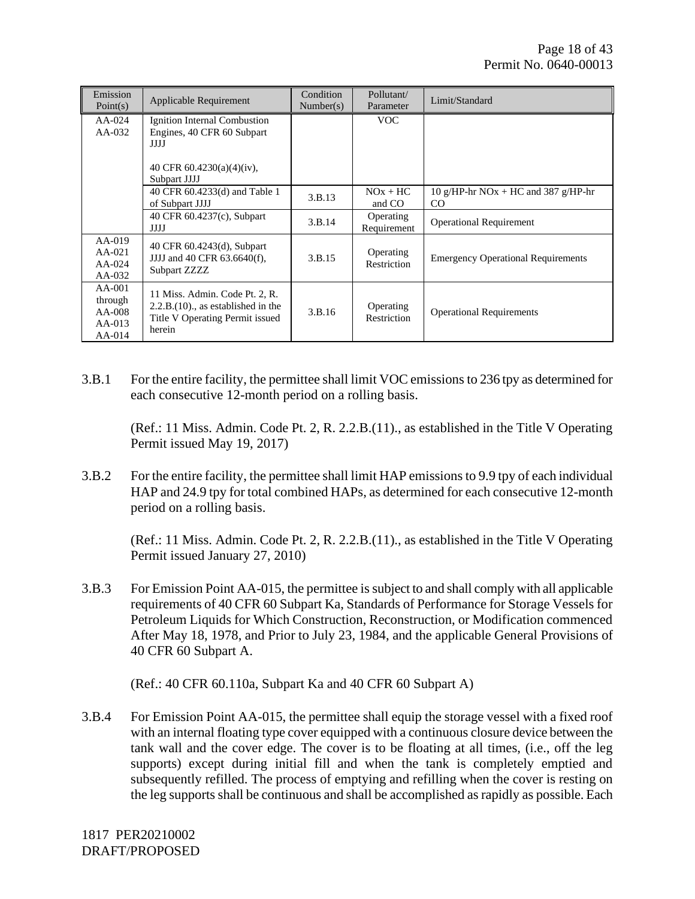| Emission Point(s) | Applicable Requirement | Condition Number(s) | Pollutant/ Parameter | Limit/Standard |
|---|---|---|---|---|
| AA-024<br>AA-032 | Ignition Internal Combustion Engines, 40 CFR 60 Subpart JJJJ<br><br>40 CFR 60.4230(a)(4)(iv), Subpart JJJJ | | VOC | |
| | 40 CFR 60.4233(d) and Table 1 of Subpart JJJJ | 3.B.13 | NOx + HC and CO | 10 g/HP-hr NOx + HC and 387 g/HP-hr CO |
| | 40 CFR 60.4237(c), Subpart JJJJ | 3.B.14 | Operating Requirement | Operational Requirement |
| AA-019<br>AA-021<br>AA-024<br>AA-032 | 40 CFR 60.4243(d), Subpart JJJJ and 40 CFR 63.6640(f), Subpart ZZZZ | 3.B.15 | Operating Restriction | Emergency Operational Requirements |
| AA-001 through AA-008<br>AA-013<br>AA-014 | 11 Miss. Admin. Code Pt. 2, R. 2.2.B.(10)., as established in the Title V Operating Permit issued herein | 3.B.16 | Operating Restriction | Operational Requirements |

3.B.1 For the entire facility, the permittee shall limit VOC emissions to 236 tpy as determined for each consecutive 12-month period on a rolling basis.

(Ref.: 11 Miss. Admin. Code Pt. 2, R. 2.2.B.(11)., as established in the Title V Operating Permit issued May 19, 2017)

3.B.2 For the entire facility, the permittee shall limit HAP emissions to 9.9 tpy of each individual HAP and 24.9 tpy for total combined HAPs, as determined for each consecutive 12-month period on a rolling basis.

(Ref.: 11 Miss. Admin. Code Pt. 2, R. 2.2.B.(11)., as established in the Title V Operating Permit issued January 27, 2010)

3.B.3 For Emission Point AA-015, the permittee is subject to and shall comply with all applicable requirements of 40 CFR 60 Subpart Ka, Standards of Performance for Storage Vessels for Petroleum Liquids for Which Construction, Reconstruction, or Modification commenced After May 18, 1978, and Prior to July 23, 1984, and the applicable General Provisions of 40 CFR 60 Subpart A.

(Ref.: 40 CFR 60.110a, Subpart Ka and 40 CFR 60 Subpart A)

3.B.4 For Emission Point AA-015, the permittee shall equip the storage vessel with a fixed roof with an internal floating type cover equipped with a continuous closure device between the tank wall and the cover edge. The cover is to be floating at all times, (i.e., off the leg supports) except during initial fill and when the tank is completely emptied and subsequently refilled. The process of emptying and refilling when the cover is resting on the leg supports shall be continuous and shall be accomplished as rapidly as possible. Each

1817 PER20210002
DRAFT/PROPOSED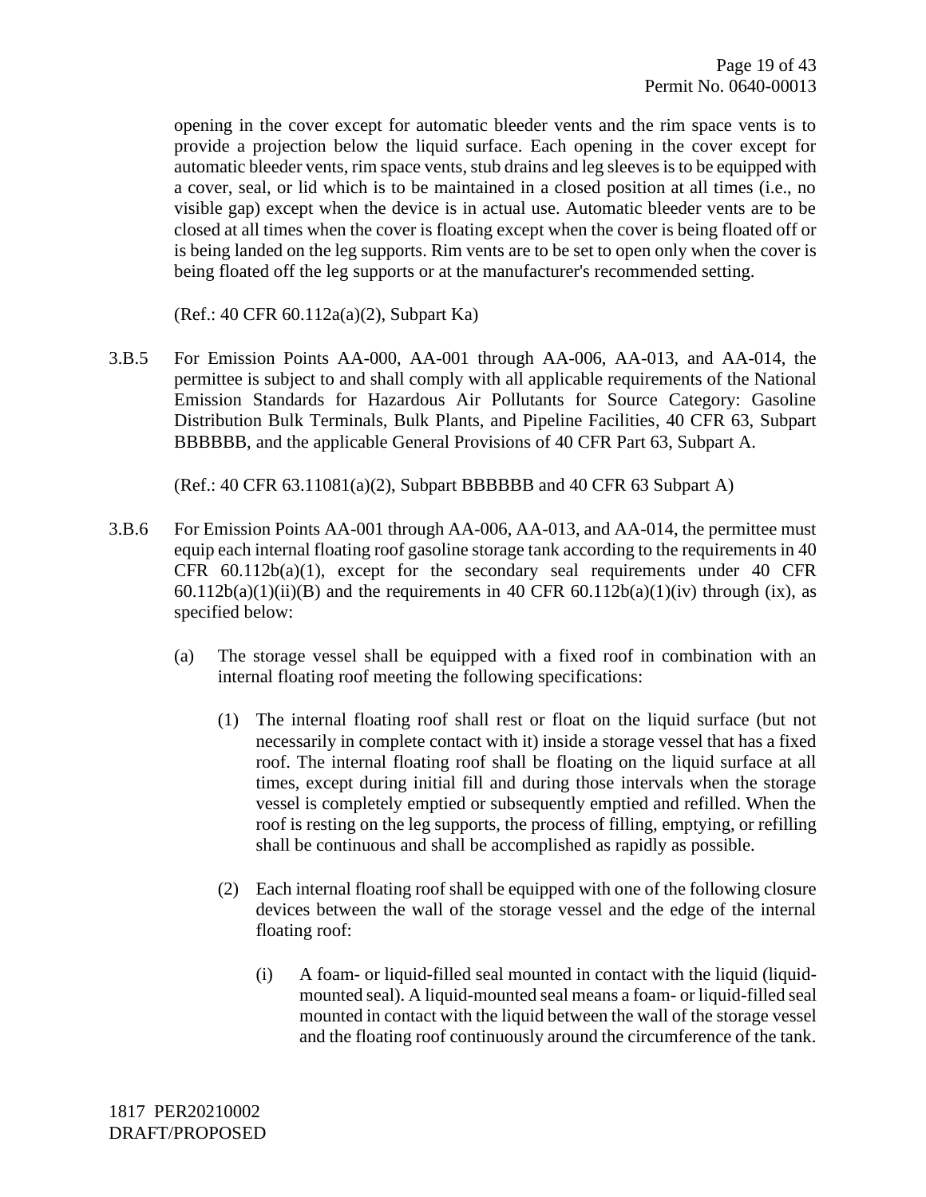opening in the cover except for automatic bleeder vents and the rim space vents is to provide a projection below the liquid surface. Each opening in the cover except for automatic bleeder vents, rim space vents, stub drains and leg sleeves is to be equipped with a cover, seal, or lid which is to be maintained in a closed position at all times (i.e., no visible gap) except when the device is in actual use. Automatic bleeder vents are to be closed at all times when the cover is floating except when the cover is being floated off or is being landed on the leg supports. Rim vents are to be set to open only when the cover is being floated off the leg supports or at the manufacturer's recommended setting.

(Ref.: 40 CFR 60.112a(a)(2), Subpart Ka)

3.B.5 For Emission Points AA-000, AA-001 through AA-006, AA-013, and AA-014, the permittee is subject to and shall comply with all applicable requirements of the National Emission Standards for Hazardous Air Pollutants for Source Category: Gasoline Distribution Bulk Terminals, Bulk Plants, and Pipeline Facilities, 40 CFR 63, Subpart BBBBBB, and the applicable General Provisions of 40 CFR Part 63, Subpart A.

(Ref.: 40 CFR 63.11081(a)(2), Subpart BBBBBB and 40 CFR 63 Subpart A)

3.B.6 For Emission Points AA-001 through AA-006, AA-013, and AA-014, the permittee must equip each internal floating roof gasoline storage tank according to the requirements in 40 CFR 60.112b(a)(1), except for the secondary seal requirements under 40 CFR 60.112b(a)(1)(ii)(B) and the requirements in 40 CFR 60.112b(a)(1)(iv) through (ix), as specified below:

(a) The storage vessel shall be equipped with a fixed roof in combination with an internal floating roof meeting the following specifications:

(1) The internal floating roof shall rest or float on the liquid surface (but not necessarily in complete contact with it) inside a storage vessel that has a fixed roof. The internal floating roof shall be floating on the liquid surface at all times, except during initial fill and during those intervals when the storage vessel is completely emptied or subsequently emptied and refilled. When the roof is resting on the leg supports, the process of filling, emptying, or refilling shall be continuous and shall be accomplished as rapidly as possible.

(2) Each internal floating roof shall be equipped with one of the following closure devices between the wall of the storage vessel and the edge of the internal floating roof:

(i) A foam- or liquid-filled seal mounted in contact with the liquid (liquid-mounted seal). A liquid-mounted seal means a foam- or liquid-filled seal mounted in contact with the liquid between the wall of the storage vessel and the floating roof continuously around the circumference of the tank.

1817 PER20210002
DRAFT/PROPOSED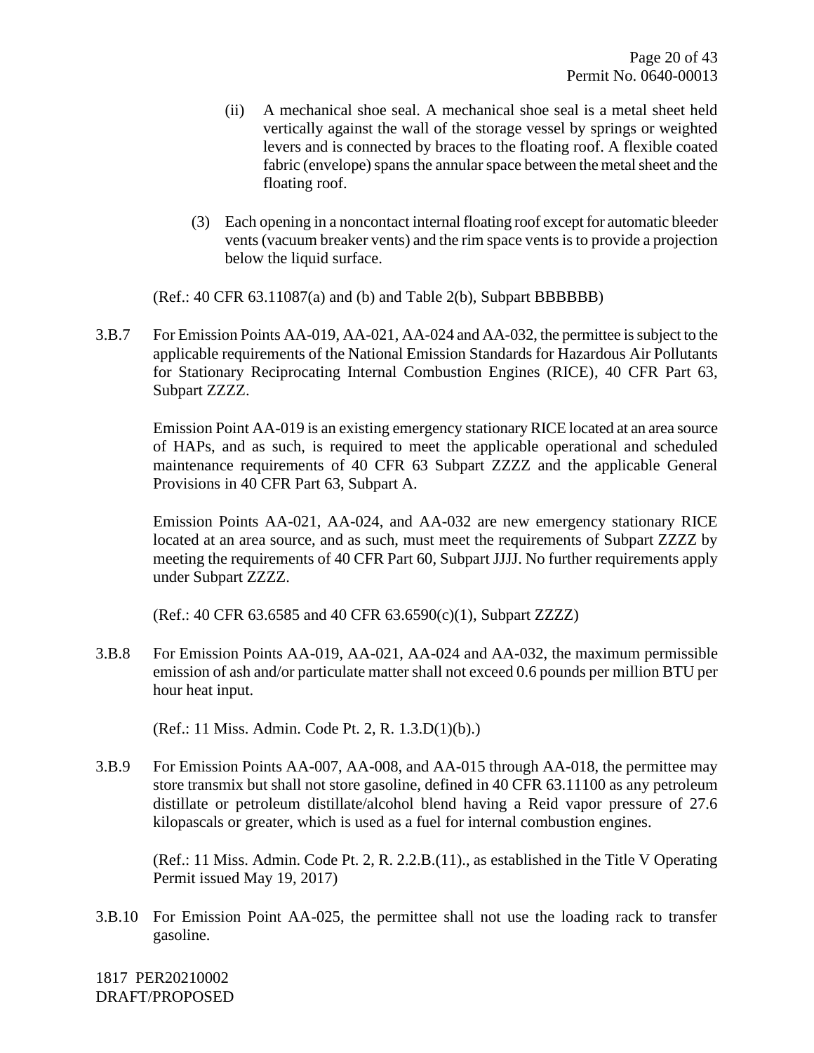(ii) A mechanical shoe seal. A mechanical shoe seal is a metal sheet held vertically against the wall of the storage vessel by springs or weighted levers and is connected by braces to the floating roof. A flexible coated fabric (envelope) spans the annular space between the metal sheet and the floating roof.

(3) Each opening in a noncontact internal floating roof except for automatic bleeder vents (vacuum breaker vents) and the rim space vents is to provide a projection below the liquid surface.

(Ref.: 40 CFR 63.11087(a) and (b) and Table 2(b), Subpart BBBBBB)

3.B.7 For Emission Points AA-019, AA-021, AA-024 and AA-032, the permittee is subject to the applicable requirements of the National Emission Standards for Hazardous Air Pollutants for Stationary Reciprocating Internal Combustion Engines (RICE), 40 CFR Part 63, Subpart ZZZZ.

Emission Point AA-019 is an existing emergency stationary RICE located at an area source of HAPs, and as such, is required to meet the applicable operational and scheduled maintenance requirements of 40 CFR 63 Subpart ZZZZ and the applicable General Provisions in 40 CFR Part 63, Subpart A.

Emission Points AA-021, AA-024, and AA-032 are new emergency stationary RICE located at an area source, and as such, must meet the requirements of Subpart ZZZZ by meeting the requirements of 40 CFR Part 60, Subpart JJJJ. No further requirements apply under Subpart ZZZZ.

(Ref.: 40 CFR 63.6585 and 40 CFR 63.6590(c)(1), Subpart ZZZZ)

3.B.8 For Emission Points AA-019, AA-021, AA-024 and AA-032, the maximum permissible emission of ash and/or particulate matter shall not exceed 0.6 pounds per million BTU per hour heat input.

(Ref.: 11 Miss. Admin. Code Pt. 2, R. 1.3.D(1)(b).)

3.B.9 For Emission Points AA-007, AA-008, and AA-015 through AA-018, the permittee may store transmix but shall not store gasoline, defined in 40 CFR 63.11100 as any petroleum distillate or petroleum distillate/alcohol blend having a Reid vapor pressure of 27.6 kilopascals or greater, which is used as a fuel for internal combustion engines.

(Ref.: 11 Miss. Admin. Code Pt. 2, R. 2.2.B.(11)., as established in the Title V Operating Permit issued May 19, 2017)

3.B.10 For Emission Point AA-025, the permittee shall not use the loading rack to transfer gasoline.

1817 PER20210002
DRAFT/PROPOSED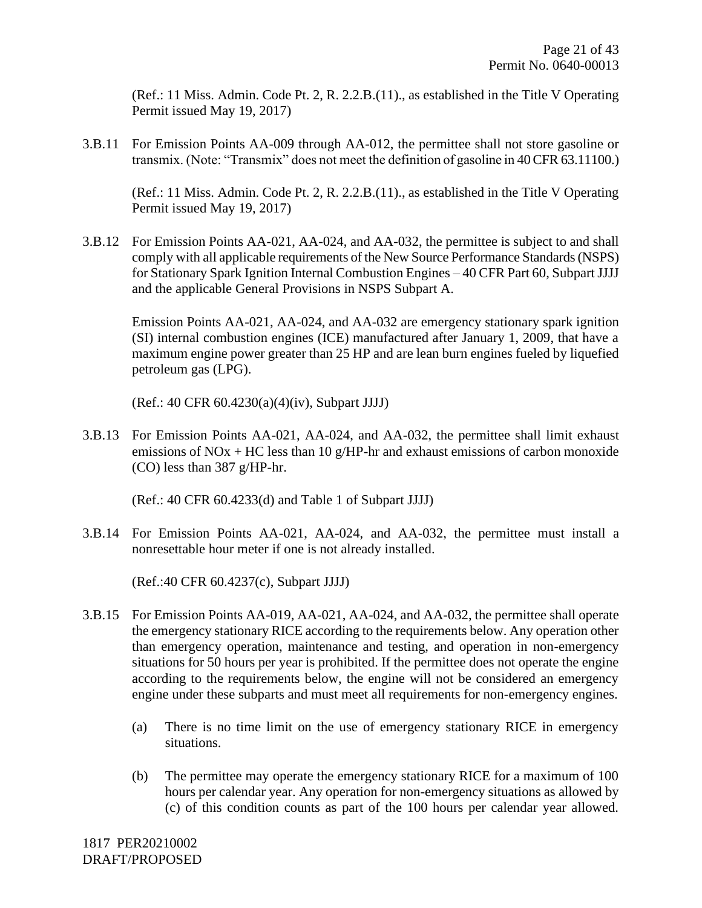(Ref.: 11 Miss. Admin. Code Pt. 2, R. 2.2.B.(11)., as established in the Title V Operating Permit issued May 19, 2017)

3.B.11 For Emission Points AA-009 through AA-012, the permittee shall not store gasoline or transmix. (Note: "Transmix" does not meet the definition of gasoline in 40 CFR 63.11100.)

(Ref.: 11 Miss. Admin. Code Pt. 2, R. 2.2.B.(11)., as established in the Title V Operating Permit issued May 19, 2017)

3.B.12 For Emission Points AA-021, AA-024, and AA-032, the permittee is subject to and shall comply with all applicable requirements of the New Source Performance Standards (NSPS) for Stationary Spark Ignition Internal Combustion Engines – 40 CFR Part 60, Subpart JJJJ and the applicable General Provisions in NSPS Subpart A.

Emission Points AA-021, AA-024, and AA-032 are emergency stationary spark ignition (SI) internal combustion engines (ICE) manufactured after January 1, 2009, that have a maximum engine power greater than 25 HP and are lean burn engines fueled by liquefied petroleum gas (LPG).

(Ref.: 40 CFR 60.4230(a)(4)(iv), Subpart JJJJ)

3.B.13 For Emission Points AA-021, AA-024, and AA-032, the permittee shall limit exhaust emissions of $NO_x$ + HC less than 10 g/HP-hr and exhaust emissions of carbon monoxide (CO) less than 387 g/HP-hr.

(Ref.: 40 CFR 60.4233(d) and Table 1 of Subpart JJJJ)

3.B.14 For Emission Points AA-021, AA-024, and AA-032, the permittee must install a nonresettable hour meter if one is not already installed.

(Ref.:40 CFR 60.4237(c), Subpart JJJJ)

3.B.15 For Emission Points AA-019, AA-021, AA-024, and AA-032, the permittee shall operate the emergency stationary RICE according to the requirements below. Any operation other than emergency operation, maintenance and testing, and operation in non-emergency situations for 50 hours per year is prohibited. If the permittee does not operate the engine according to the requirements below, the engine will not be considered an emergency engine under these subparts and must meet all requirements for non-emergency engines.

(a) There is no time limit on the use of emergency stationary RICE in emergency situations.

(b) The permittee may operate the emergency stationary RICE for a maximum of 100 hours per calendar year. Any operation for non-emergency situations as allowed by (c) of this condition counts as part of the 100 hours per calendar year allowed.

1817 PER20210002
DRAFT/PROPOSED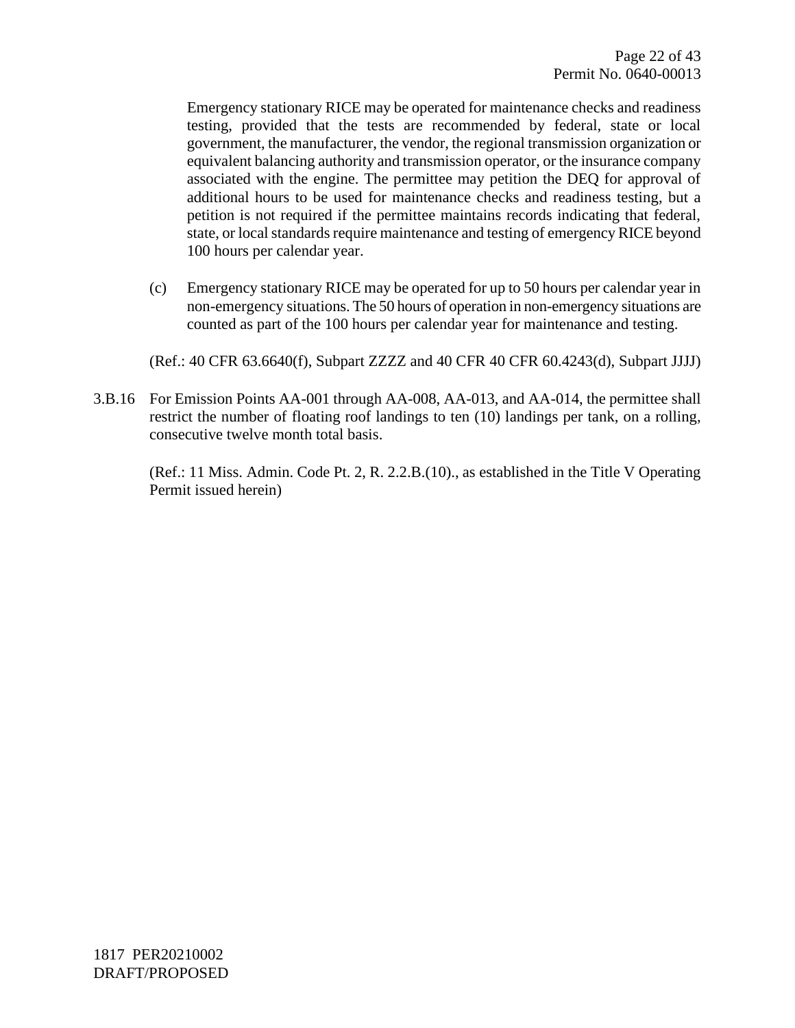Emergency stationary RICE may be operated for maintenance checks and readiness testing, provided that the tests are recommended by federal, state or local government, the manufacturer, the vendor, the regional transmission organization or equivalent balancing authority and transmission operator, or the insurance company associated with the engine. The permittee may petition the DEQ for approval of additional hours to be used for maintenance checks and readiness testing, but a petition is not required if the permittee maintains records indicating that federal, state, or local standards require maintenance and testing of emergency RICE beyond 100 hours per calendar year.

(c) Emergency stationary RICE may be operated for up to 50 hours per calendar year in non-emergency situations. The 50 hours of operation in non-emergency situations are counted as part of the 100 hours per calendar year for maintenance and testing.

(Ref.: 40 CFR 63.6640(f), Subpart ZZZZ and 40 CFR 40 CFR 60.4243(d), Subpart JJJJ)

3.B.16 For Emission Points AA-001 through AA-008, AA-013, and AA-014, the permittee shall restrict the number of floating roof landings to ten (10) landings per tank, on a rolling, consecutive twelve month total basis.

(Ref.: 11 Miss. Admin. Code Pt. 2, R. 2.2.B.(10)., as established in the Title V Operating Permit issued herein)

1817 PER20210002
DRAFT/PROPOSED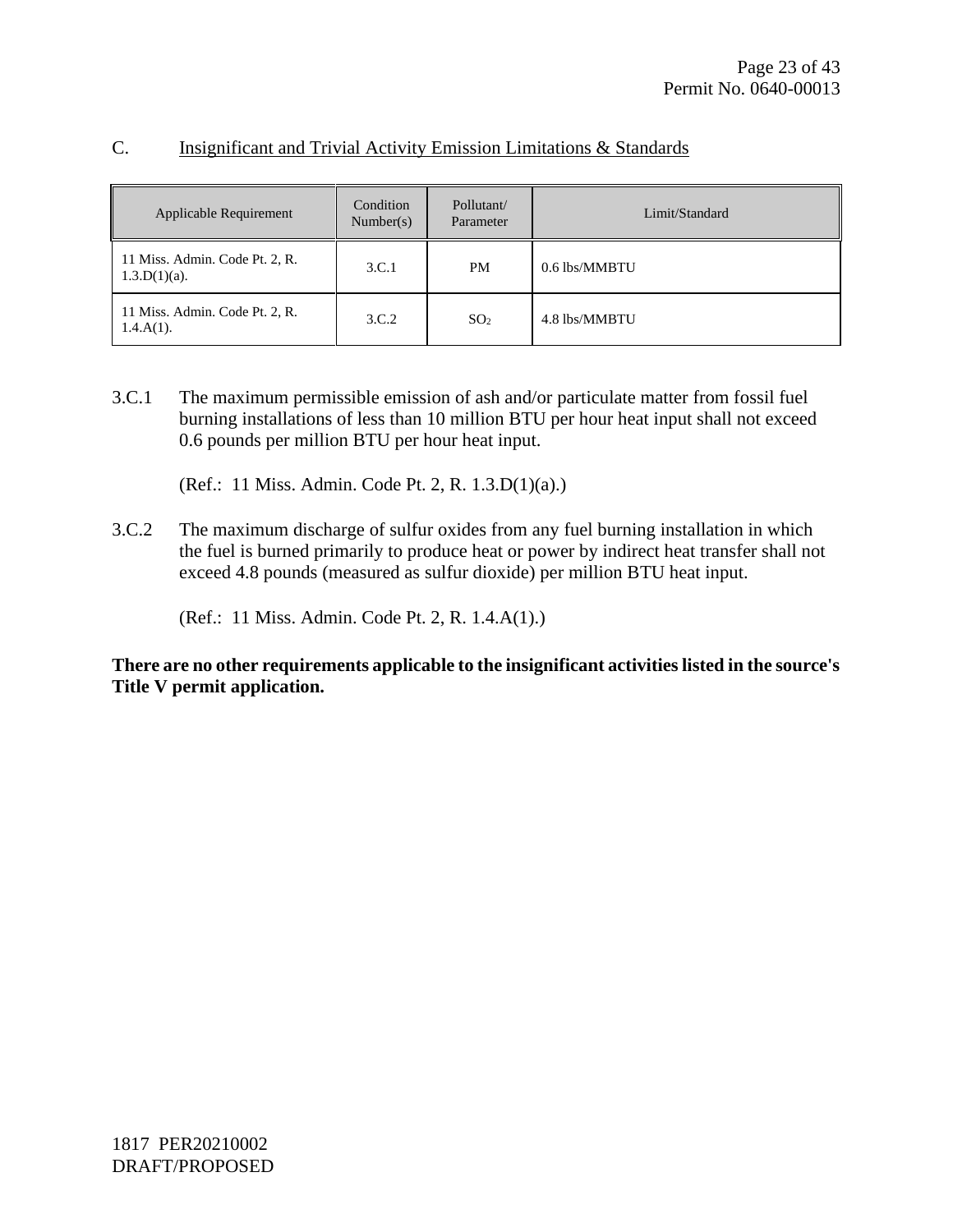## C. Insignificant and Trivial Activity Emission Limitations & Standards

| Applicable Requirement | Condition Number(s) | Pollutant/ Parameter | Limit/Standard |
| --- | --- | --- | --- |
| 11 Miss. Admin. Code Pt. 2, R. 1.3.D(1)(a). | 3.C.1 | PM | 0.6 lbs/MMBTU |
| 11 Miss. Admin. Code Pt. 2, R. 1.4.A(1). | 3.C.2 | $SO_2$ | 4.8 lbs/MMBTU |

3.C.1 The maximum permissible emission of ash and/or particulate matter from fossil fuel burning installations of less than 10 million BTU per hour heat input shall not exceed 0.6 pounds per million BTU per hour heat input.

(Ref.: 11 Miss. Admin. Code Pt. 2, R. 1.3.D(1)(a).)

3.C.2 The maximum discharge of sulfur oxides from any fuel burning installation in which the fuel is burned primarily to produce heat or power by indirect heat transfer shall not exceed 4.8 pounds (measured as sulfur dioxide) per million BTU heat input.

(Ref.: 11 Miss. Admin. Code Pt. 2, R. 1.4.A(1).)

**There are no other requirements applicable to the insignificant activities listed in the source's Title V permit application.**

1817 PER20210002
DRAFT/PROPOSED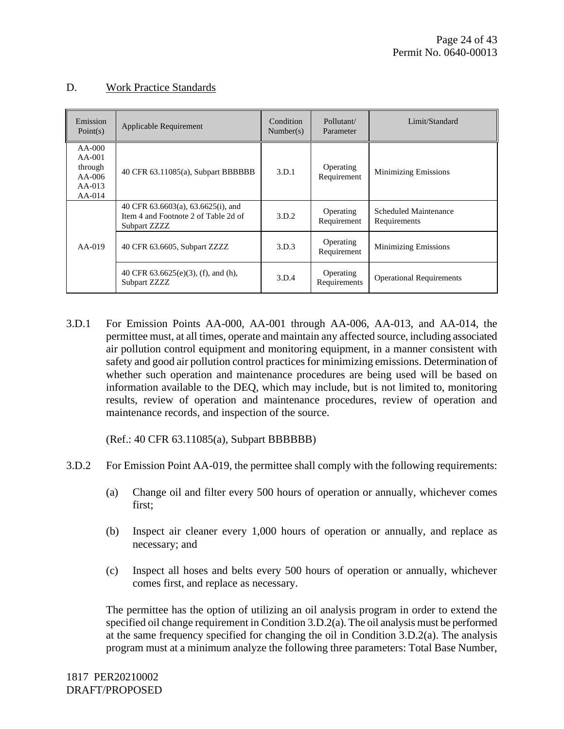## D. Work Practice Standards

| Emission Point(s) | Applicable Requirement | Condition Number(s) | Pollutant/ Parameter | Limit/Standard |
|---|---|---|---|---|
| AA-000 AA-001 through AA-006 AA-013 AA-014 | 40 CFR 63.11085(a), Subpart BBBBBB | 3.D.1 | Operating Requirement | Minimizing Emissions |
| AA-019 | 40 CFR 63.6603(a), 63.6625(i), and Item 4 and Footnote 2 of Table 2d of Subpart ZZZZ | 3.D.2 | Operating Requirement | Scheduled Maintenance Requirements |
| | 40 CFR 63.6605, Subpart ZZZZ | 3.D.3 | Operating Requirement | Minimizing Emissions |
| | 40 CFR 63.6625(e)(3), (f), and (h), Subpart ZZZZ | 3.D.4 | Operating Requirements | Operational Requirements |

3.D.1 For Emission Points AA-000, AA-001 through AA-006, AA-013, and AA-014, the permittee must, at all times, operate and maintain any affected source, including associated air pollution control equipment and monitoring equipment, in a manner consistent with safety and good air pollution control practices for minimizing emissions. Determination of whether such operation and maintenance procedures are being used will be based on information available to the DEQ, which may include, but is not limited to, monitoring results, review of operation and maintenance procedures, review of operation and maintenance records, and inspection of the source.

(Ref.: 40 CFR 63.11085(a), Subpart BBBBBB)

3.D.2 For Emission Point AA-019, the permittee shall comply with the following requirements:

(a) Change oil and filter every 500 hours of operation or annually, whichever comes first;

(b) Inspect air cleaner every 1,000 hours of operation or annually, and replace as necessary; and

(c) Inspect all hoses and belts every 500 hours of operation or annually, whichever comes first, and replace as necessary.

The permittee has the option of utilizing an oil analysis program in order to extend the specified oil change requirement in Condition 3.D.2(a). The oil analysis must be performed at the same frequency specified for changing the oil in Condition 3.D.2(a). The analysis program must at a minimum analyze the following three parameters: Total Base Number,

1817 PER20210002
DRAFT/PROPOSED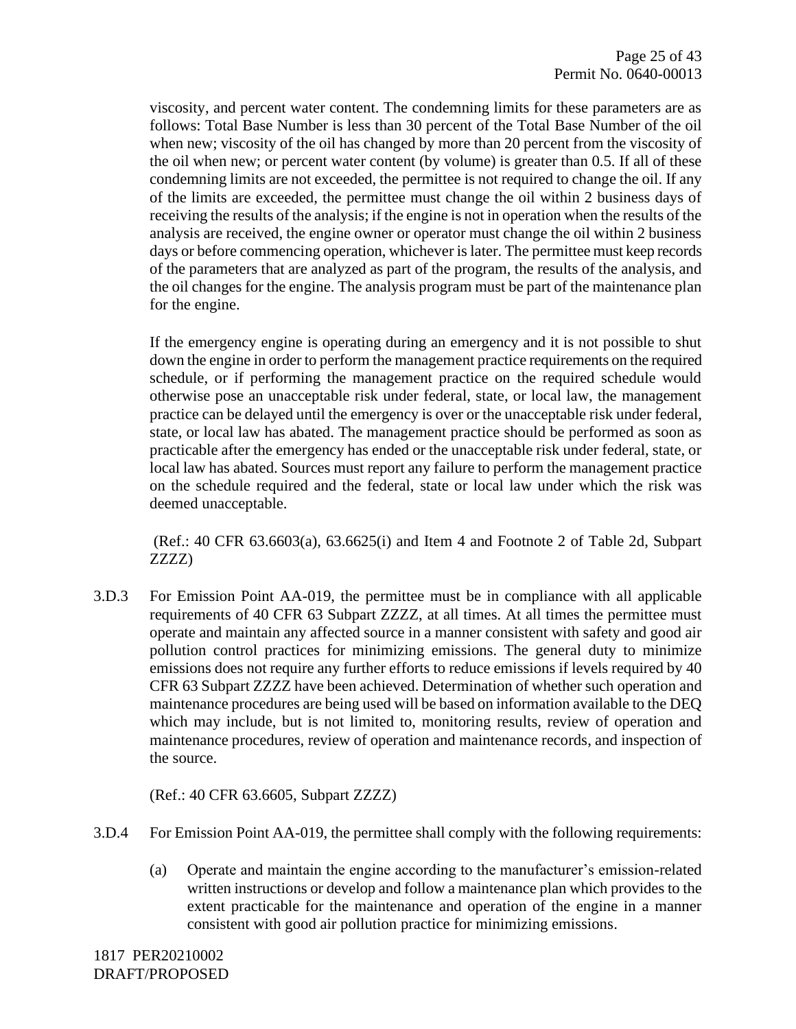viscosity, and percent water content. The condemning limits for these parameters are as follows: Total Base Number is less than 30 percent of the Total Base Number of the oil when new; viscosity of the oil has changed by more than 20 percent from the viscosity of the oil when new; or percent water content (by volume) is greater than 0.5. If all of these condemning limits are not exceeded, the permittee is not required to change the oil. If any of the limits are exceeded, the permittee must change the oil within 2 business days of receiving the results of the analysis; if the engine is not in operation when the results of the analysis are received, the engine owner or operator must change the oil within 2 business days or before commencing operation, whichever is later. The permittee must keep records of the parameters that are analyzed as part of the program, the results of the analysis, and the oil changes for the engine. The analysis program must be part of the maintenance plan for the engine.

If the emergency engine is operating during an emergency and it is not possible to shut down the engine in order to perform the management practice requirements on the required schedule, or if performing the management practice on the required schedule would otherwise pose an unacceptable risk under federal, state, or local law, the management practice can be delayed until the emergency is over or the unacceptable risk under federal, state, or local law has abated. The management practice should be performed as soon as practicable after the emergency has ended or the unacceptable risk under federal, state, or local law has abated. Sources must report any failure to perform the management practice on the schedule required and the federal, state or local law under which the risk was deemed unacceptable.

(Ref.: 40 CFR 63.6603(a), 63.6625(i) and Item 4 and Footnote 2 of Table 2d, Subpart ZZZZ)

3.D.3 For Emission Point AA-019, the permittee must be in compliance with all applicable requirements of 40 CFR 63 Subpart ZZZZ, at all times. At all times the permittee must operate and maintain any affected source in a manner consistent with safety and good air pollution control practices for minimizing emissions. The general duty to minimize emissions does not require any further efforts to reduce emissions if levels required by 40 CFR 63 Subpart ZZZZ have been achieved. Determination of whether such operation and maintenance procedures are being used will be based on information available to the DEQ which may include, but is not limited to, monitoring results, review of operation and maintenance procedures, review of operation and maintenance records, and inspection of the source.

(Ref.: 40 CFR 63.6605, Subpart ZZZZ)

3.D.4 For Emission Point AA-019, the permittee shall comply with the following requirements:

(a) Operate and maintain the engine according to the manufacturer's emission-related written instructions or develop and follow a maintenance plan which provides to the extent practicable for the maintenance and operation of the engine in a manner consistent with good air pollution practice for minimizing emissions.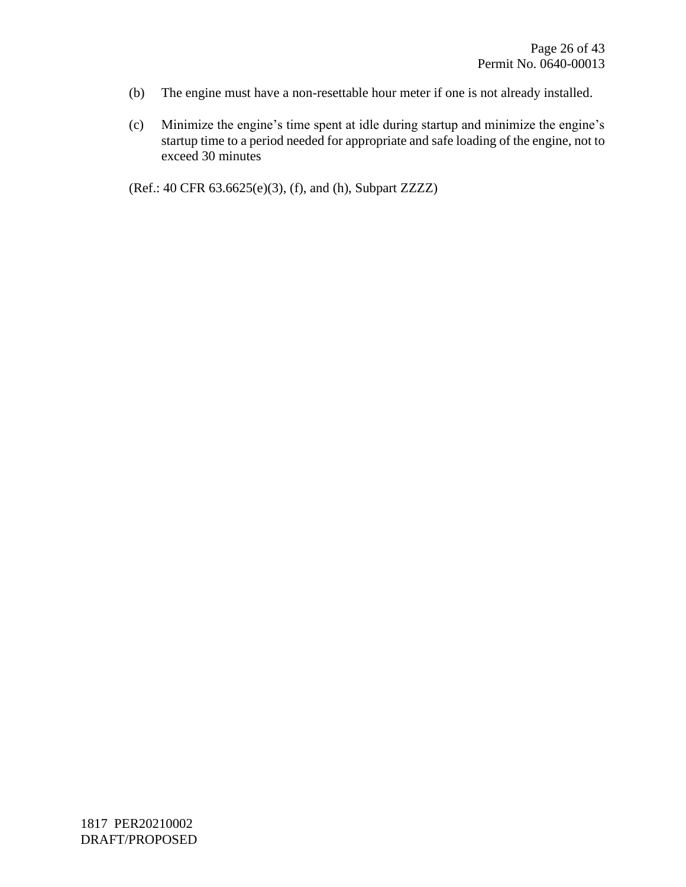(b) The engine must have a non-resettable hour meter if one is not already installed.

(c) Minimize the engine's time spent at idle during startup and minimize the engine's startup time to a period needed for appropriate and safe loading of the engine, not to exceed 30 minutes

(Ref.: 40 CFR 63.6625(e)(3), (f), and (h), Subpart ZZZZ)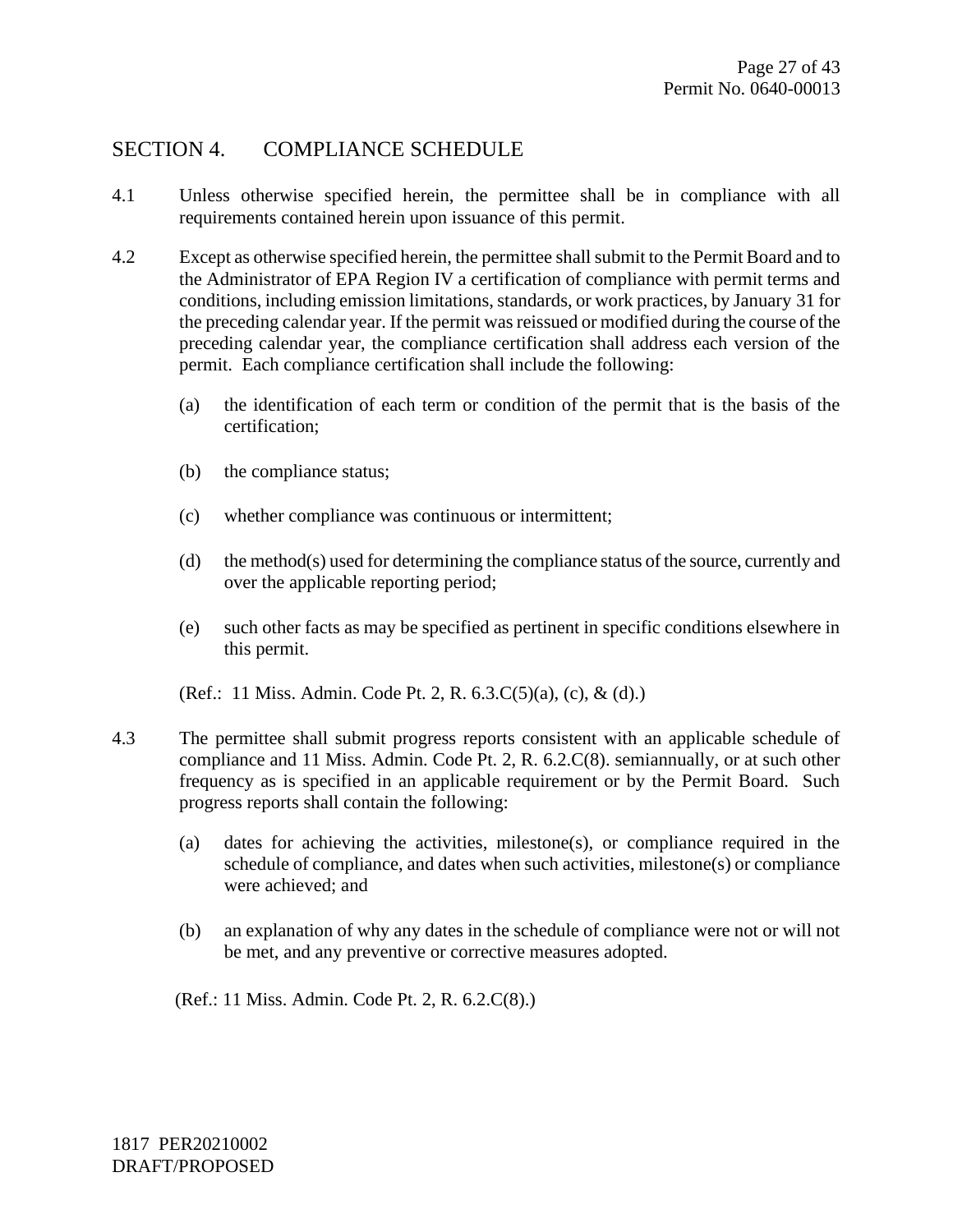## SECTION 4. COMPLIANCE SCHEDULE

4.1 Unless otherwise specified herein, the permittee shall be in compliance with all requirements contained herein upon issuance of this permit.

4.2 Except as otherwise specified herein, the permittee shall submit to the Permit Board and to the Administrator of EPA Region IV a certification of compliance with permit terms and conditions, including emission limitations, standards, or work practices, by January 31 for the preceding calendar year. If the permit was reissued or modified during the course of the preceding calendar year, the compliance certification shall address each version of the permit. Each compliance certification shall include the following:

(a) the identification of each term or condition of the permit that is the basis of the certification;

(b) the compliance status;

(c) whether compliance was continuous or intermittent;

(d) the method(s) used for determining the compliance status of the source, currently and over the applicable reporting period;

(e) such other facts as may be specified as pertinent in specific conditions elsewhere in this permit.

(Ref.: 11 Miss. Admin. Code Pt. 2, R. 6.3.C(5)(a), (c), & (d).)

4.3 The permittee shall submit progress reports consistent with an applicable schedule of compliance and 11 Miss. Admin. Code Pt. 2, R. 6.2.C(8). semiannually, or at such other frequency as is specified in an applicable requirement or by the Permit Board. Such progress reports shall contain the following:

(a) dates for achieving the activities, milestone(s), or compliance required in the schedule of compliance, and dates when such activities, milestone(s) or compliance were achieved; and

(b) an explanation of why any dates in the schedule of compliance were not or will not be met, and any preventive or corrective measures adopted.

(Ref.: 11 Miss. Admin. Code Pt. 2, R. 6.2.C(8).)

1817 PER20210002
DRAFT/PROPOSED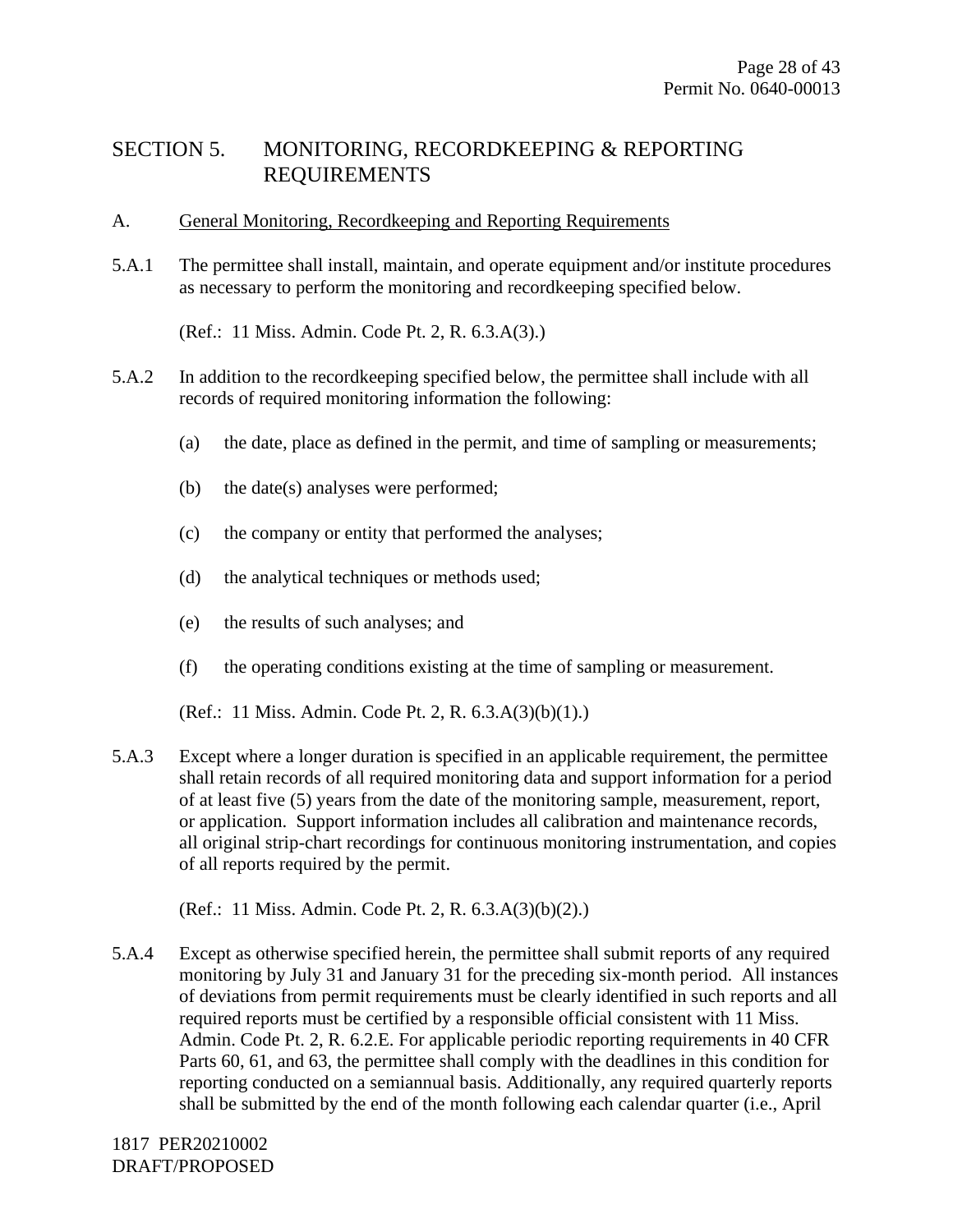## SECTION 5. MONITORING, RECORDKEEPING & REPORTING REQUIREMENTS

A. General Monitoring, Recordkeeping and Reporting Requirements

5.A.1 The permittee shall install, maintain, and operate equipment and/or institute procedures as necessary to perform the monitoring and recordkeeping specified below.

(Ref.: 11 Miss. Admin. Code Pt. 2, R. 6.3.A(3).)

5.A.2 In addition to the recordkeeping specified below, the permittee shall include with all records of required monitoring information the following:

(a) the date, place as defined in the permit, and time of sampling or measurements;

(b) the date(s) analyses were performed;

(c) the company or entity that performed the analyses;

(d) the analytical techniques or methods used;

(e) the results of such analyses; and

(f) the operating conditions existing at the time of sampling or measurement.

(Ref.: 11 Miss. Admin. Code Pt. 2, R. 6.3.A(3)(b)(1).)

5.A.3 Except where a longer duration is specified in an applicable requirement, the permittee shall retain records of all required monitoring data and support information for a period of at least five (5) years from the date of the monitoring sample, measurement, report, or application. Support information includes all calibration and maintenance records, all original strip-chart recordings for continuous monitoring instrumentation, and copies of all reports required by the permit.

(Ref.: 11 Miss. Admin. Code Pt. 2, R. 6.3.A(3)(b)(2).)

5.A.4 Except as otherwise specified herein, the permittee shall submit reports of any required monitoring by July 31 and January 31 for the preceding six-month period. All instances of deviations from permit requirements must be clearly identified in such reports and all required reports must be certified by a responsible official consistent with 11 Miss. Admin. Code Pt. 2, R. 6.2.E. For applicable periodic reporting requirements in 40 CFR Parts 60, 61, and 63, the permittee shall comply with the deadlines in this condition for reporting conducted on a semiannual basis. Additionally, any required quarterly reports shall be submitted by the end of the month following each calendar quarter (i.e., April

1817 PER20210002
DRAFT/PROPOSED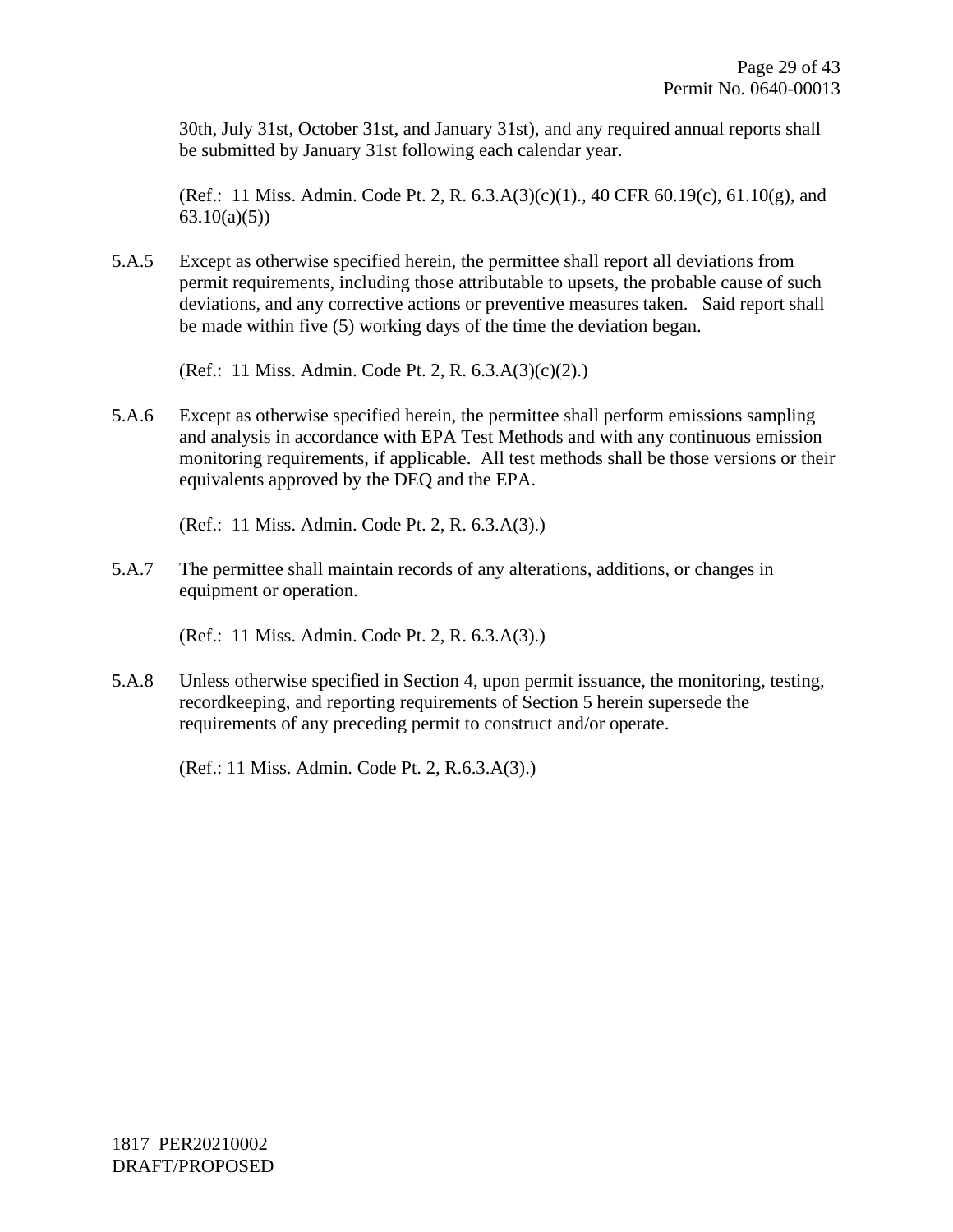30th, July 31st, October 31st, and January 31st), and any required annual reports shall be submitted by January 31st following each calendar year.

(Ref.: 11 Miss. Admin. Code Pt. 2, R. 6.3.A(3)(c)(1)., 40 CFR 60.19(c), 61.10(g), and 63.10(a)(5))

5.A.5 Except as otherwise specified herein, the permittee shall report all deviations from permit requirements, including those attributable to upsets, the probable cause of such deviations, and any corrective actions or preventive measures taken. Said report shall be made within five (5) working days of the time the deviation began.

(Ref.: 11 Miss. Admin. Code Pt. 2, R. 6.3.A(3)(c)(2).)

5.A.6 Except as otherwise specified herein, the permittee shall perform emissions sampling and analysis in accordance with EPA Test Methods and with any continuous emission monitoring requirements, if applicable. All test methods shall be those versions or their equivalents approved by the DEQ and the EPA.

(Ref.: 11 Miss. Admin. Code Pt. 2, R. 6.3.A(3).)

5.A.7 The permittee shall maintain records of any alterations, additions, or changes in equipment or operation.

(Ref.: 11 Miss. Admin. Code Pt. 2, R. 6.3.A(3).)

5.A.8 Unless otherwise specified in Section 4, upon permit issuance, the monitoring, testing, recordkeeping, and reporting requirements of Section 5 herein supersede the requirements of any preceding permit to construct and/or operate.

(Ref.: 11 Miss. Admin. Code Pt. 2, R.6.3.A(3).)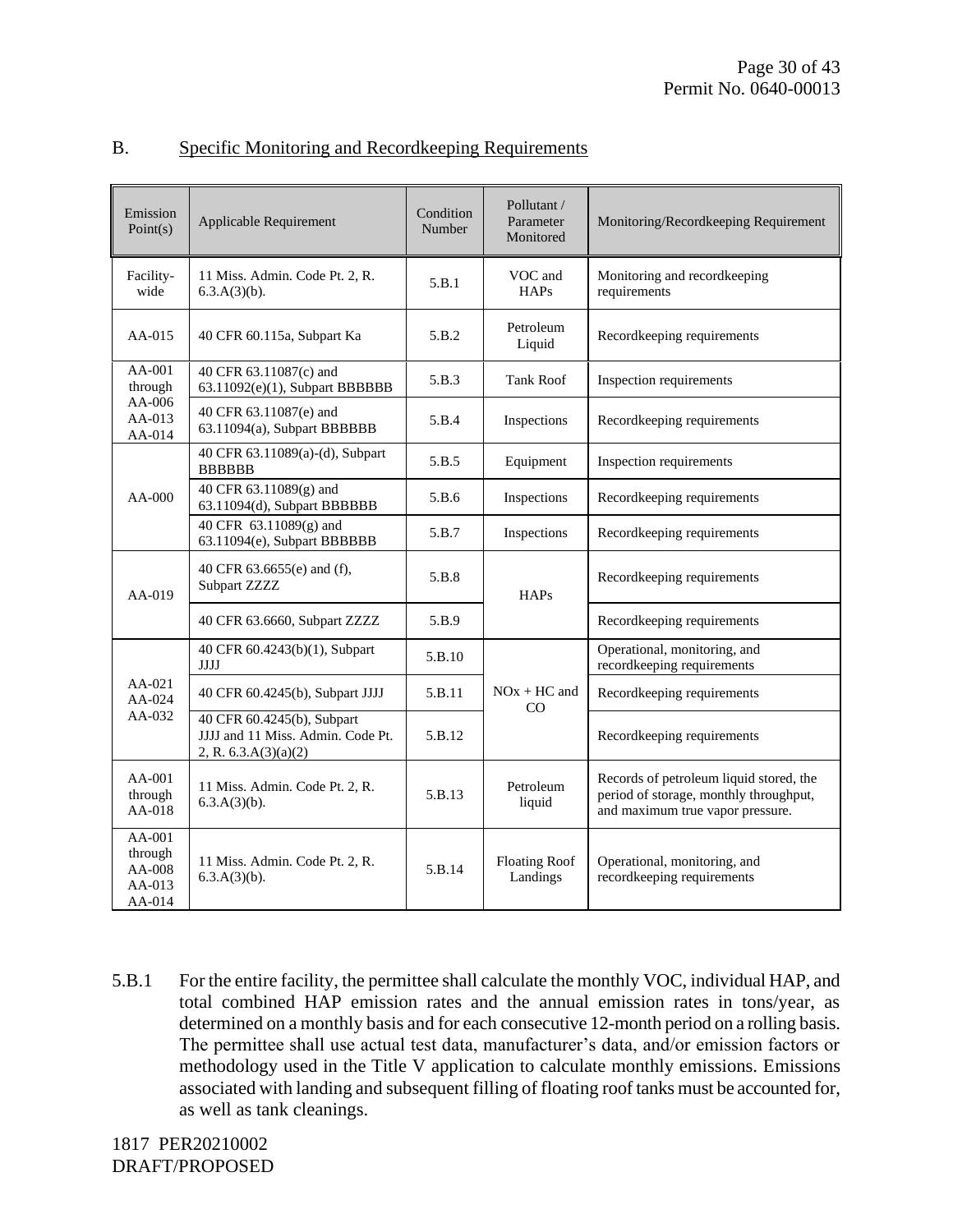B. Specific Monitoring and Recordkeeping Requirements

| Emission Point(s) | Applicable Requirement | Condition Number | Pollutant / Parameter Monitored | Monitoring/Recordkeeping Requirement |
|---|---|---|---|---|
| Facility-wide | 11 Miss. Admin. Code Pt. 2, R. 6.3.A(3)(b). | 5.B.1 | VOC and HAPs | Monitoring and recordkeeping requirements |
| AA-015 | 40 CFR 60.115a, Subpart Ka | 5.B.2 | Petroleum Liquid | Recordkeeping requirements |
| AA-001 through AA-006 AA-013 AA-014 | 40 CFR 63.11087(c) and 63.11092(e)(1), Subpart BBBBBB | 5.B.3 | Tank Roof | Inspection requirements |
| | 40 CFR 63.11087(e) and 63.11094(a), Subpart BBBBBB | 5.B.4 | Inspections | Recordkeeping requirements |
| AA-000 | 40 CFR 63.11089(a)-(d), Subpart BBBBBB | 5.B.5 | Equipment | Inspection requirements |
| | 40 CFR 63.11089(g) and 63.11094(d), Subpart BBBBBB | 5.B.6 | Inspections | Recordkeeping requirements |
| | 40 CFR 63.11089(g) and 63.11094(e), Subpart BBBBBB | 5.B.7 | Inspections | Recordkeeping requirements |
| AA-019 | 40 CFR 63.6655(e) and (f), Subpart ZZZZ | 5.B.8 | HAPs | Recordkeeping requirements |
| | 40 CFR 63.6660, Subpart ZZZZ | 5.B.9 | | Recordkeeping requirements |
| AA-021 AA-024 AA-032 | 40 CFR 60.4243(b)(1), Subpart JJJJ | 5.B.10 | NOx + HC and CO | Operational, monitoring, and recordkeeping requirements |
| | 40 CFR 60.4245(b), Subpart JJJJ | 5.B.11 | | Recordkeeping requirements |
| | 40 CFR 60.4245(b), Subpart JJJJ and 11 Miss. Admin. Code Pt. 2, R. 6.3.A(3)(a)(2) | 5.B.12 | | Recordkeeping requirements |
| AA-001 through AA-018 | 11 Miss. Admin. Code Pt. 2, R. 6.3.A(3)(b). | 5.B.13 | Petroleum liquid | Records of petroleum liquid stored, the period of storage, monthly throughput, and maximum true vapor pressure. |
| AA-001 through AA-008 AA-013 AA-014 | 11 Miss. Admin. Code Pt. 2, R. 6.3.A(3)(b). | 5.B.14 | Floating Roof Landings | Operational, monitoring, and recordkeeping requirements |

5.B.1 For the entire facility, the permittee shall calculate the monthly VOC, individual HAP, and total combined HAP emission rates and the annual emission rates in tons/year, as determined on a monthly basis and for each consecutive 12-month period on a rolling basis. The permittee shall use actual test data, manufacturer's data, and/or emission factors or methodology used in the Title V application to calculate monthly emissions. Emissions associated with landing and subsequent filling of floating roof tanks must be accounted for, as well as tank cleanings.

1817 PER20210002
DRAFT/PROPOSED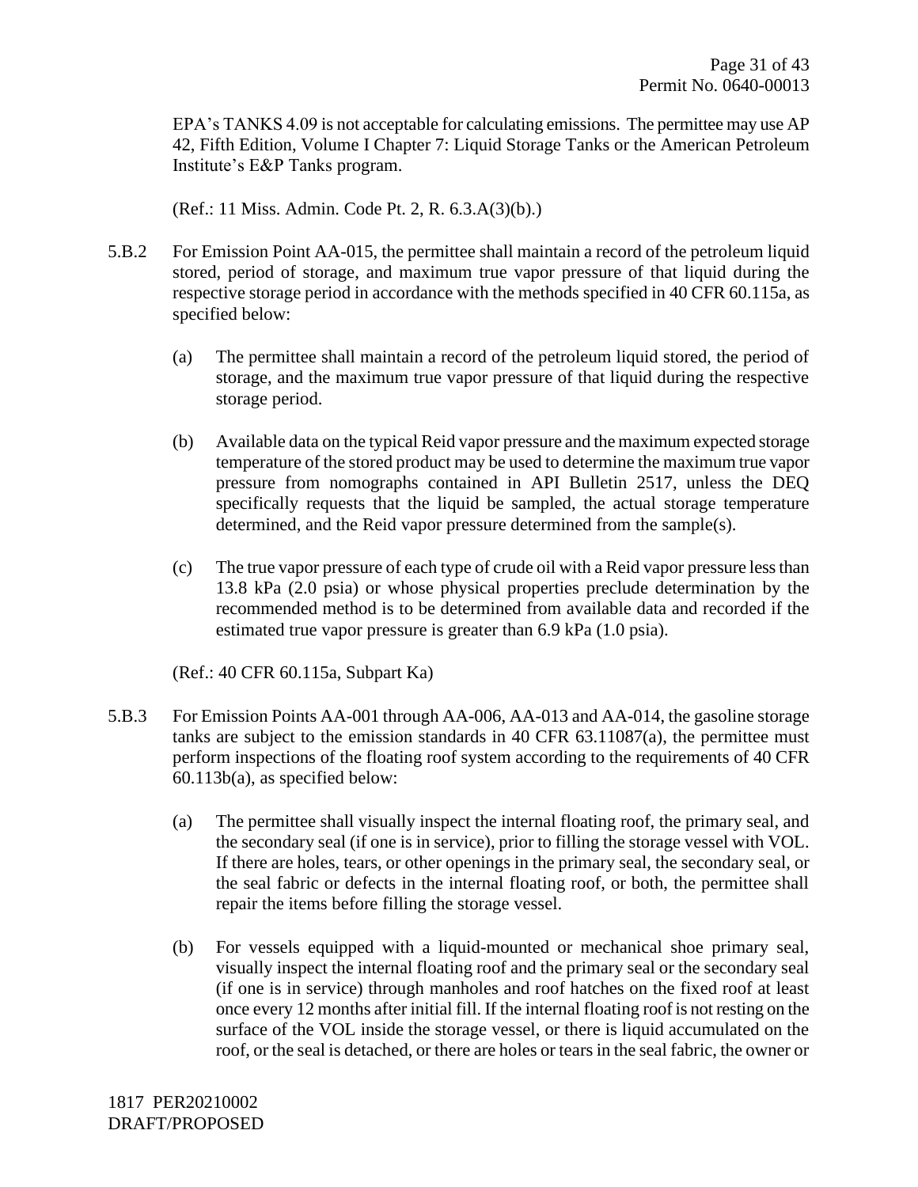EPA's TANKS 4.09 is not acceptable for calculating emissions. The permittee may use AP 42, Fifth Edition, Volume I Chapter 7: Liquid Storage Tanks or the American Petroleum Institute's E&P Tanks program.

(Ref.: 11 Miss. Admin. Code Pt. 2, R. 6.3.A(3)(b).)

5.B.2 For Emission Point AA-015, the permittee shall maintain a record of the petroleum liquid stored, period of storage, and maximum true vapor pressure of that liquid during the respective storage period in accordance with the methods specified in 40 CFR 60.115a, as specified below:

(a) The permittee shall maintain a record of the petroleum liquid stored, the period of storage, and the maximum true vapor pressure of that liquid during the respective storage period.

(b) Available data on the typical Reid vapor pressure and the maximum expected storage temperature of the stored product may be used to determine the maximum true vapor pressure from nomographs contained in API Bulletin 2517, unless the DEQ specifically requests that the liquid be sampled, the actual storage temperature determined, and the Reid vapor pressure determined from the sample(s).

(c) The true vapor pressure of each type of crude oil with a Reid vapor pressure less than 13.8 kPa (2.0 psia) or whose physical properties preclude determination by the recommended method is to be determined from available data and recorded if the estimated true vapor pressure is greater than 6.9 kPa (1.0 psia).

(Ref.: 40 CFR 60.115a, Subpart Ka)

5.B.3 For Emission Points AA-001 through AA-006, AA-013 and AA-014, the gasoline storage tanks are subject to the emission standards in 40 CFR 63.11087(a), the permittee must perform inspections of the floating roof system according to the requirements of 40 CFR 60.113b(a), as specified below:

(a) The permittee shall visually inspect the internal floating roof, the primary seal, and the secondary seal (if one is in service), prior to filling the storage vessel with VOL. If there are holes, tears, or other openings in the primary seal, the secondary seal, or the seal fabric or defects in the internal floating roof, or both, the permittee shall repair the items before filling the storage vessel.

(b) For vessels equipped with a liquid-mounted or mechanical shoe primary seal, visually inspect the internal floating roof and the primary seal or the secondary seal (if one is in service) through manholes and roof hatches on the fixed roof at least once every 12 months after initial fill. If the internal floating roof is not resting on the surface of the VOL inside the storage vessel, or there is liquid accumulated on the roof, or the seal is detached, or there are holes or tears in the seal fabric, the owner or

1817 PER20210002
DRAFT/PROPOSED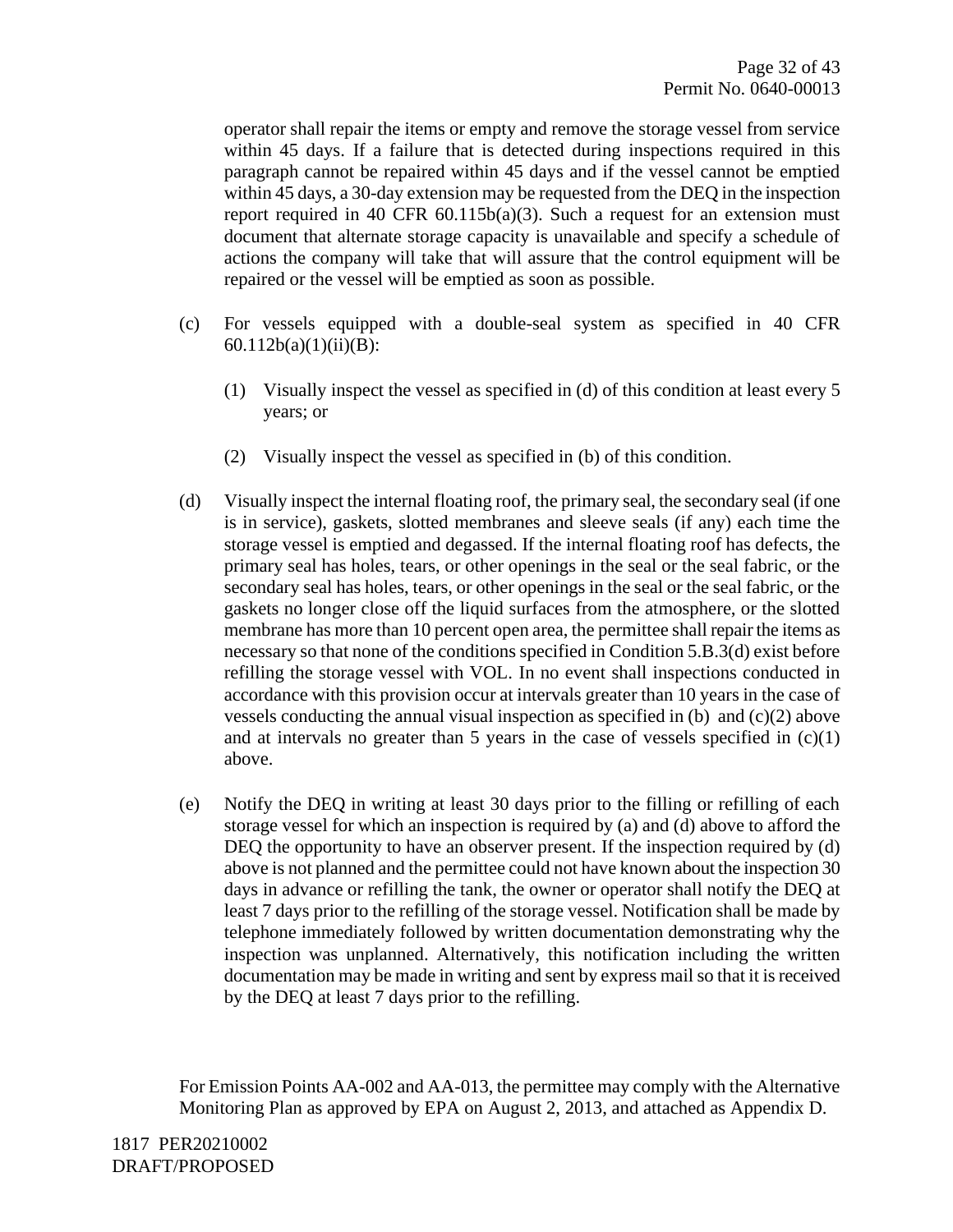operator shall repair the items or empty and remove the storage vessel from service within 45 days. If a failure that is detected during inspections required in this paragraph cannot be repaired within 45 days and if the vessel cannot be emptied within 45 days, a 30-day extension may be requested from the DEQ in the inspection report required in 40 CFR 60.115b(a)(3). Such a request for an extension must document that alternate storage capacity is unavailable and specify a schedule of actions the company will take that will assure that the control equipment will be repaired or the vessel will be emptied as soon as possible.

(c) For vessels equipped with a double-seal system as specified in 40 CFR 60.112b(a)(1)(ii)(B):

(1) Visually inspect the vessel as specified in (d) of this condition at least every 5 years; or

(2) Visually inspect the vessel as specified in (b) of this condition.

(d) Visually inspect the internal floating roof, the primary seal, the secondary seal (if one is in service), gaskets, slotted membranes and sleeve seals (if any) each time the storage vessel is emptied and degassed. If the internal floating roof has defects, the primary seal has holes, tears, or other openings in the seal or the seal fabric, or the secondary seal has holes, tears, or other openings in the seal or the seal fabric, or the gaskets no longer close off the liquid surfaces from the atmosphere, or the slotted membrane has more than 10 percent open area, the permittee shall repair the items as necessary so that none of the conditions specified in Condition 5.B.3(d) exist before refilling the storage vessel with VOL. In no event shall inspections conducted in accordance with this provision occur at intervals greater than 10 years in the case of vessels conducting the annual visual inspection as specified in (b) and (c)(2) above and at intervals no greater than 5 years in the case of vessels specified in (c)(1) above.

(e) Notify the DEQ in writing at least 30 days prior to the filling or refilling of each storage vessel for which an inspection is required by (a) and (d) above to afford the DEQ the opportunity to have an observer present. If the inspection required by (d) above is not planned and the permittee could not have known about the inspection 30 days in advance or refilling the tank, the owner or operator shall notify the DEQ at least 7 days prior to the refilling of the storage vessel. Notification shall be made by telephone immediately followed by written documentation demonstrating why the inspection was unplanned. Alternatively, this notification including the written documentation may be made in writing and sent by express mail so that it is received by the DEQ at least 7 days prior to the refilling.

For Emission Points AA-002 and AA-013, the permittee may comply with the Alternative Monitoring Plan as approved by EPA on August 2, 2013, and attached as Appendix D.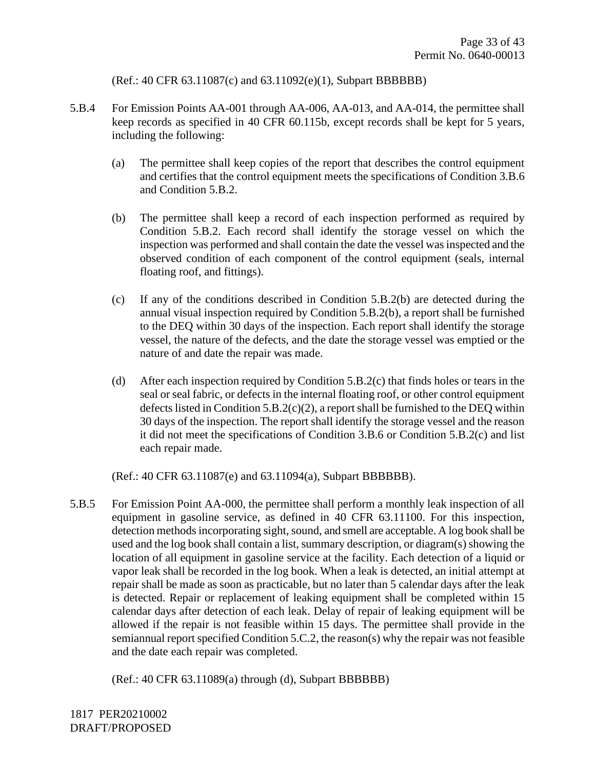(Ref.: 40 CFR 63.11087(c) and 63.11092(e)(1), Subpart BBBBBB)

5.B.4 For Emission Points AA-001 through AA-006, AA-013, and AA-014, the permittee shall keep records as specified in 40 CFR 60.115b, except records shall be kept for 5 years, including the following:

(a) The permittee shall keep copies of the report that describes the control equipment and certifies that the control equipment meets the specifications of Condition 3.B.6 and Condition 5.B.2.

(b) The permittee shall keep a record of each inspection performed as required by Condition 5.B.2. Each record shall identify the storage vessel on which the inspection was performed and shall contain the date the vessel was inspected and the observed condition of each component of the control equipment (seals, internal floating roof, and fittings).

(c) If any of the conditions described in Condition 5.B.2(b) are detected during the annual visual inspection required by Condition 5.B.2(b), a report shall be furnished to the DEQ within 30 days of the inspection. Each report shall identify the storage vessel, the nature of the defects, and the date the storage vessel was emptied or the nature of and date the repair was made.

(d) After each inspection required by Condition 5.B.2(c) that finds holes or tears in the seal or seal fabric, or defects in the internal floating roof, or other control equipment defects listed in Condition 5.B.2(c)(2), a report shall be furnished to the DEQ within 30 days of the inspection. The report shall identify the storage vessel and the reason it did not meet the specifications of Condition 3.B.6 or Condition 5.B.2(c) and list each repair made.

(Ref.: 40 CFR 63.11087(e) and 63.11094(a), Subpart BBBBBB).

5.B.5 For Emission Point AA-000, the permittee shall perform a monthly leak inspection of all equipment in gasoline service, as defined in 40 CFR 63.11100. For this inspection, detection methods incorporating sight, sound, and smell are acceptable. A log book shall be used and the log book shall contain a list, summary description, or diagram(s) showing the location of all equipment in gasoline service at the facility. Each detection of a liquid or vapor leak shall be recorded in the log book. When a leak is detected, an initial attempt at repair shall be made as soon as practicable, but no later than 5 calendar days after the leak is detected. Repair or replacement of leaking equipment shall be completed within 15 calendar days after detection of each leak. Delay of repair of leaking equipment will be allowed if the repair is not feasible within 15 days. The permittee shall provide in the semiannual report specified Condition 5.C.2, the reason(s) why the repair was not feasible and the date each repair was completed.

(Ref.: 40 CFR 63.11089(a) through (d), Subpart BBBBBB)

1817 PER20210002
DRAFT/PROPOSED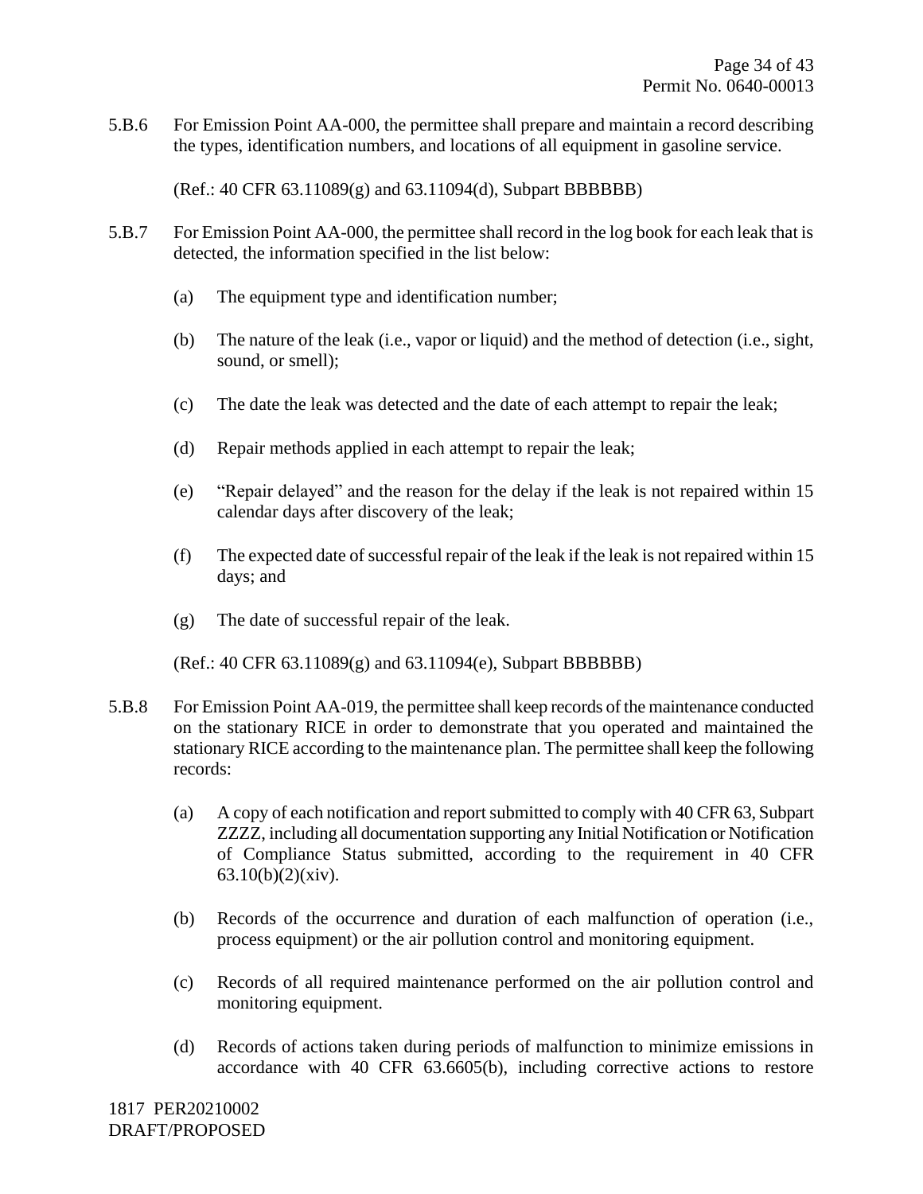5.B.6 For Emission Point AA-000, the permittee shall prepare and maintain a record describing the types, identification numbers, and locations of all equipment in gasoline service.

(Ref.: 40 CFR 63.11089(g) and 63.11094(d), Subpart BBBBBB)

5.B.7 For Emission Point AA-000, the permittee shall record in the log book for each leak that is detected, the information specified in the list below:

(a) The equipment type and identification number;

(b) The nature of the leak (i.e., vapor or liquid) and the method of detection (i.e., sight, sound, or smell);

(c) The date the leak was detected and the date of each attempt to repair the leak;

(d) Repair methods applied in each attempt to repair the leak;

(e) "Repair delayed" and the reason for the delay if the leak is not repaired within 15 calendar days after discovery of the leak;

(f) The expected date of successful repair of the leak if the leak is not repaired within 15 days; and

(g) The date of successful repair of the leak.

(Ref.: 40 CFR 63.11089(g) and 63.11094(e), Subpart BBBBBB)

5.B.8 For Emission Point AA-019, the permittee shall keep records of the maintenance conducted on the stationary RICE in order to demonstrate that you operated and maintained the stationary RICE according to the maintenance plan. The permittee shall keep the following records:

(a) A copy of each notification and report submitted to comply with 40 CFR 63, Subpart ZZZZ, including all documentation supporting any Initial Notification or Notification of Compliance Status submitted, according to the requirement in 40 CFR 63.10(b)(2)(xiv).

(b) Records of the occurrence and duration of each malfunction of operation (i.e., process equipment) or the air pollution control and monitoring equipment.

(c) Records of all required maintenance performed on the air pollution control and monitoring equipment.

(d) Records of actions taken during periods of malfunction to minimize emissions in accordance with 40 CFR 63.6605(b), including corrective actions to restore

1817 PER20210002
DRAFT/PROPOSED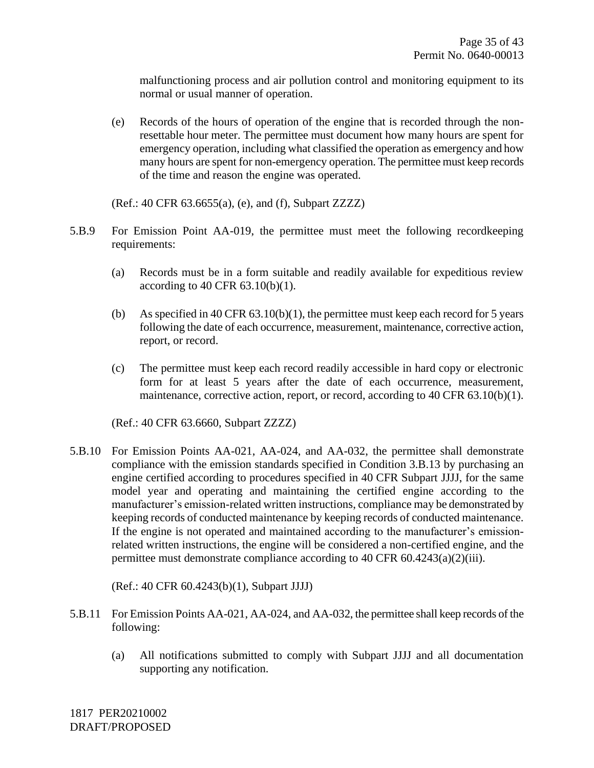malfunctioning process and air pollution control and monitoring equipment to its normal or usual manner of operation.

(e) Records of the hours of operation of the engine that is recorded through the non-resettable hour meter. The permittee must document how many hours are spent for emergency operation, including what classified the operation as emergency and how many hours are spent for non-emergency operation. The permittee must keep records of the time and reason the engine was operated.

(Ref.: 40 CFR 63.6655(a), (e), and (f), Subpart ZZZZ)

5.B.9 For Emission Point AA-019, the permittee must meet the following recordkeeping requirements:

(a) Records must be in a form suitable and readily available for expeditious review according to 40 CFR 63.10(b)(1).

(b) As specified in 40 CFR 63.10(b)(1), the permittee must keep each record for 5 years following the date of each occurrence, measurement, maintenance, corrective action, report, or record.

(c) The permittee must keep each record readily accessible in hard copy or electronic form for at least 5 years after the date of each occurrence, measurement, maintenance, corrective action, report, or record, according to 40 CFR 63.10(b)(1).

(Ref.: 40 CFR 63.6660, Subpart ZZZZ)

5.B.10 For Emission Points AA-021, AA-024, and AA-032, the permittee shall demonstrate compliance with the emission standards specified in Condition 3.B.13 by purchasing an engine certified according to procedures specified in 40 CFR Subpart JJJJ, for the same model year and operating and maintaining the certified engine according to the manufacturer's emission-related written instructions, compliance may be demonstrated by keeping records of conducted maintenance by keeping records of conducted maintenance. If the engine is not operated and maintained according to the manufacturer's emission-related written instructions, the engine will be considered a non-certified engine, and the permittee must demonstrate compliance according to 40 CFR 60.4243(a)(2)(iii).

(Ref.: 40 CFR 60.4243(b)(1), Subpart JJJJ)

5.B.11 For Emission Points AA-021, AA-024, and AA-032, the permittee shall keep records of the following:

(a) All notifications submitted to comply with Subpart JJJJ and all documentation supporting any notification.

1817 PER20210002
DRAFT/PROPOSED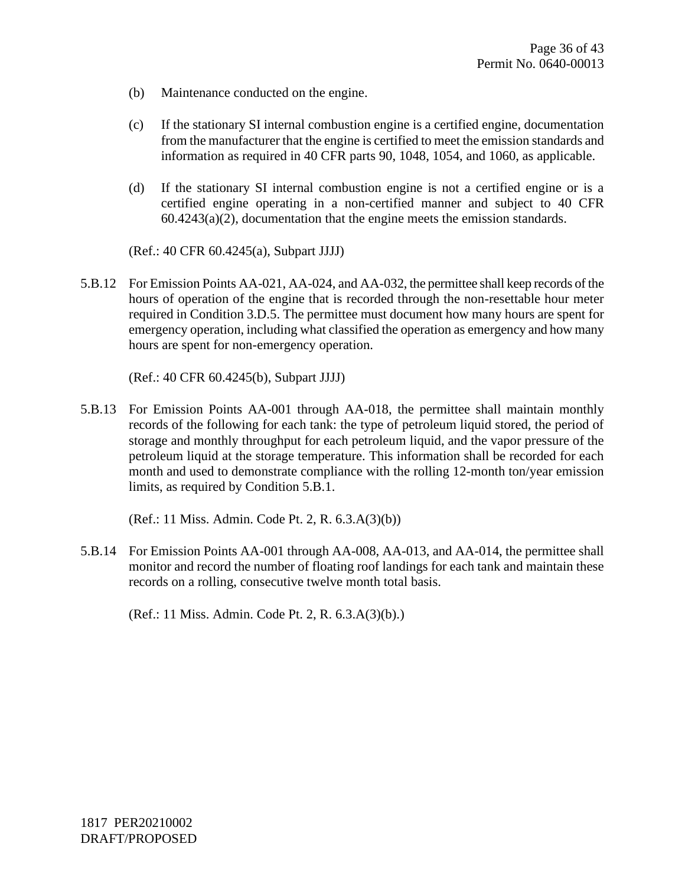(b) Maintenance conducted on the engine.

(c) If the stationary SI internal combustion engine is a certified engine, documentation from the manufacturer that the engine is certified to meet the emission standards and information as required in 40 CFR parts 90, 1048, 1054, and 1060, as applicable.

(d) If the stationary SI internal combustion engine is not a certified engine or is a certified engine operating in a non-certified manner and subject to 40 CFR 60.4243(a)(2), documentation that the engine meets the emission standards.

(Ref.: 40 CFR 60.4245(a), Subpart JJJJ)

5.B.12 For Emission Points AA-021, AA-024, and AA-032, the permittee shall keep records of the hours of operation of the engine that is recorded through the non-resettable hour meter required in Condition 3.D.5. The permittee must document how many hours are spent for emergency operation, including what classified the operation as emergency and how many hours are spent for non-emergency operation.

(Ref.: 40 CFR 60.4245(b), Subpart JJJJ)

5.B.13 For Emission Points AA-001 through AA-018, the permittee shall maintain monthly records of the following for each tank: the type of petroleum liquid stored, the period of storage and monthly throughput for each petroleum liquid, and the vapor pressure of the petroleum liquid at the storage temperature. This information shall be recorded for each month and used to demonstrate compliance with the rolling 12-month ton/year emission limits, as required by Condition 5.B.1.

(Ref.: 11 Miss. Admin. Code Pt. 2, R. 6.3.A(3)(b))

5.B.14 For Emission Points AA-001 through AA-008, AA-013, and AA-014, the permittee shall monitor and record the number of floating roof landings for each tank and maintain these records on a rolling, consecutive twelve month total basis.

(Ref.: 11 Miss. Admin. Code Pt. 2, R. 6.3.A(3)(b).)

1817 PER20210002
DRAFT/PROPOSED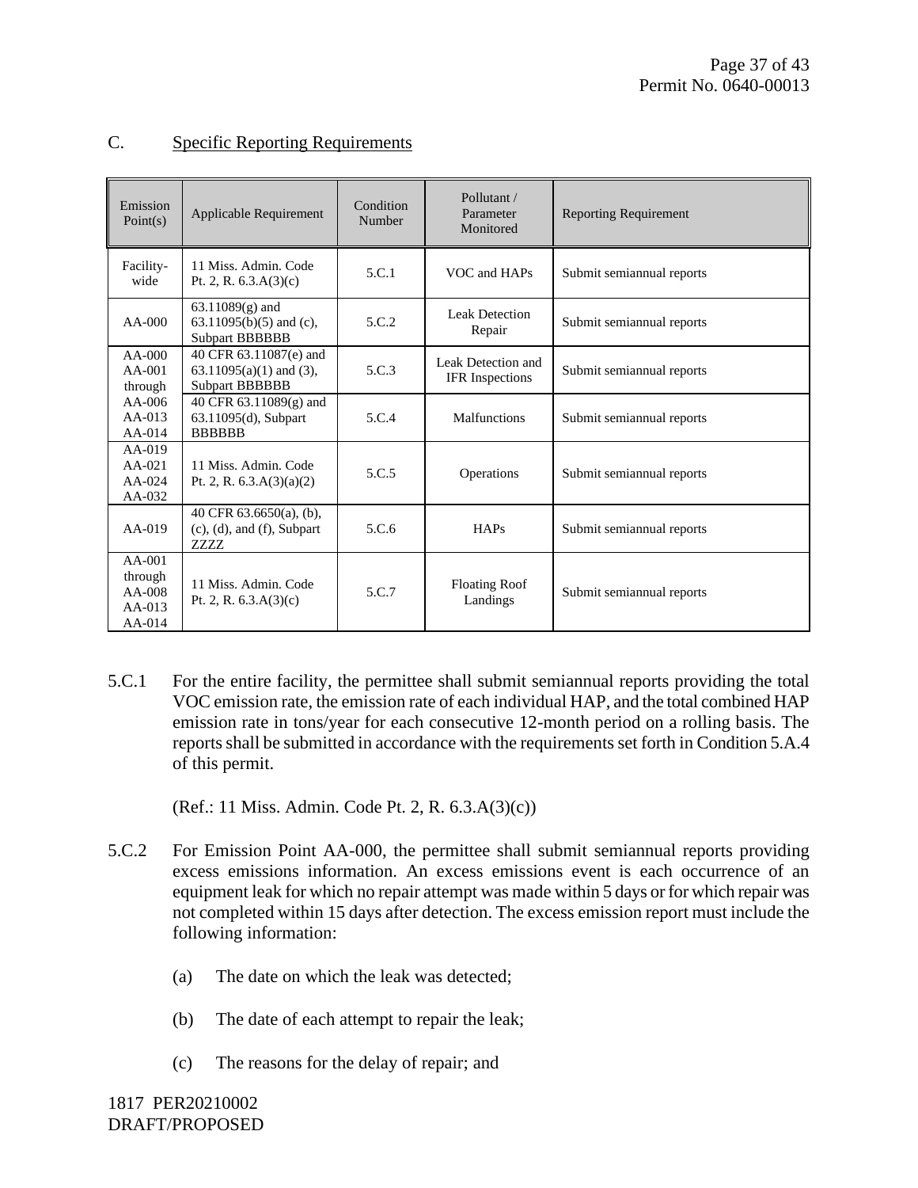## C. Specific Reporting Requirements

| Emission Point(s) | Applicable Requirement | Condition Number | Pollutant / Parameter Monitored | Reporting Requirement |
|---|---|---|---|---|
| Facility-wide | 11 Miss. Admin. Code Pt. 2, R. 6.3.A(3)(c) | 5.C.1 | VOC and HAPs | Submit semiannual reports |
| AA-000 | 63.11089(g) and 63.11095(b)(5) and (c), Subpart BBBBBB | 5.C.2 | Leak Detection Repair | Submit semiannual reports |
| AA-000 AA-001 through AA-006 AA-013 AA-014 AA-019 AA-021 AA-024 AA-032 | 40 CFR 63.11087(e) and 63.11095(a)(1) and (3), Subpart BBBBBB | 5.C.3 | Leak Detection and IFR Inspections | Submit semiannual reports |
| | 40 CFR 63.11089(g) and 63.11095(d), Subpart BBBBBB | 5.C.4 | Malfunctions | Submit semiannual reports |
| | 11 Miss. Admin. Code Pt. 2, R. 6.3.A(3)(a)(2) | 5.C.5 | Operations | Submit semiannual reports |
| AA-019 | 40 CFR 63.6650(a), (b), (c), (d), and (f), Subpart ZZZZ | 5.C.6 | HAPs | Submit semiannual reports |
| AA-001 through AA-008 AA-013 AA-014 | 11 Miss. Admin. Code Pt. 2, R. 6.3.A(3)(c) | 5.C.7 | Floating Roof Landings | Submit semiannual reports |

5.C.1 For the entire facility, the permittee shall submit semiannual reports providing the total VOC emission rate, the emission rate of each individual HAP, and the total combined HAP emission rate in tons/year for each consecutive 12-month period on a rolling basis. The reports shall be submitted in accordance with the requirements set forth in Condition 5.A.4 of this permit.

(Ref.: 11 Miss. Admin. Code Pt. 2, R. 6.3.A(3)(c))

5.C.2 For Emission Point AA-000, the permittee shall submit semiannual reports providing excess emissions information. An excess emissions event is each occurrence of an equipment leak for which no repair attempt was made within 5 days or for which repair was not completed within 15 days after detection. The excess emission report must include the following information:

(a) The date on which the leak was detected;

(b) The date of each attempt to repair the leak;

(c) The reasons for the delay of repair; and

1817 PER20210002
DRAFT/PROPOSED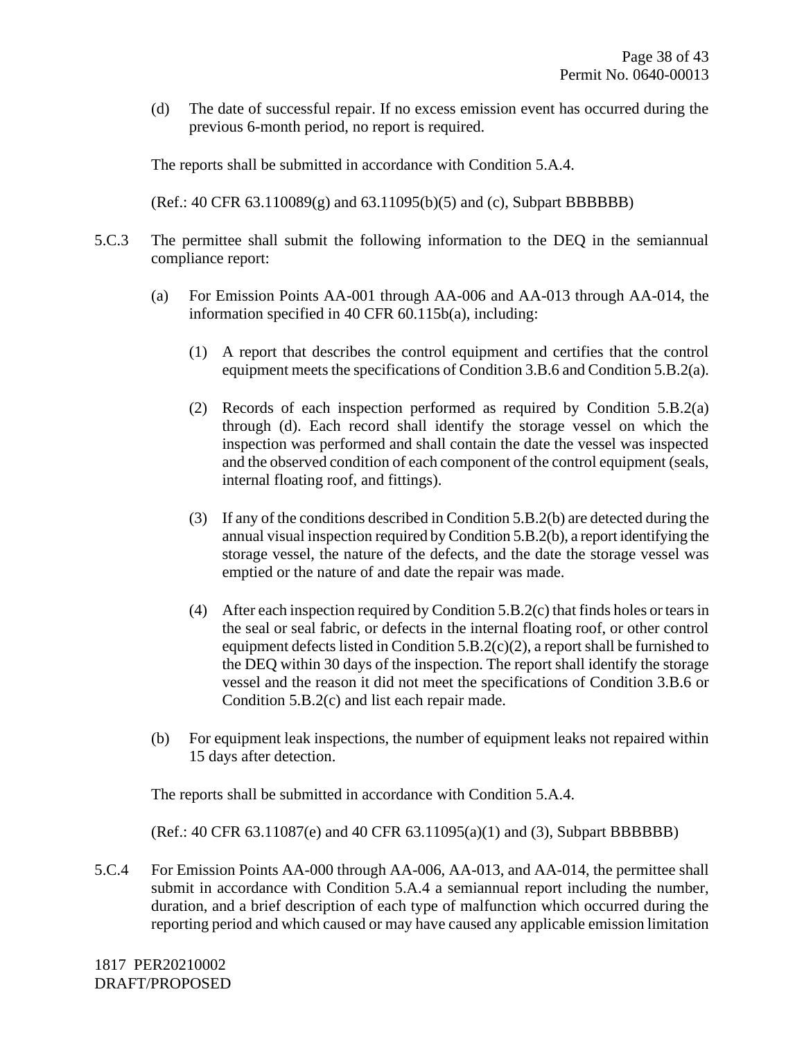(d) The date of successful repair. If no excess emission event has occurred during the previous 6-month period, no report is required.

The reports shall be submitted in accordance with Condition 5.A.4.

(Ref.: 40 CFR 63.110089(g) and 63.11095(b)(5) and (c), Subpart BBBBBB)

5.C.3 The permittee shall submit the following information to the DEQ in the semiannual compliance report:

(a) For Emission Points AA-001 through AA-006 and AA-013 through AA-014, the information specified in 40 CFR 60.115b(a), including:

(1) A report that describes the control equipment and certifies that the control equipment meets the specifications of Condition 3.B.6 and Condition 5.B.2(a).

(2) Records of each inspection performed as required by Condition 5.B.2(a) through (d). Each record shall identify the storage vessel on which the inspection was performed and shall contain the date the vessel was inspected and the observed condition of each component of the control equipment (seals, internal floating roof, and fittings).

(3) If any of the conditions described in Condition 5.B.2(b) are detected during the annual visual inspection required by Condition 5.B.2(b), a report identifying the storage vessel, the nature of the defects, and the date the storage vessel was emptied or the nature of and date the repair was made.

(4) After each inspection required by Condition 5.B.2(c) that finds holes or tears in the seal or seal fabric, or defects in the internal floating roof, or other control equipment defects listed in Condition 5.B.2(c)(2), a report shall be furnished to the DEQ within 30 days of the inspection. The report shall identify the storage vessel and the reason it did not meet the specifications of Condition 3.B.6 or Condition 5.B.2(c) and list each repair made.

(b) For equipment leak inspections, the number of equipment leaks not repaired within 15 days after detection.

The reports shall be submitted in accordance with Condition 5.A.4.

(Ref.: 40 CFR 63.11087(e) and 40 CFR 63.11095(a)(1) and (3), Subpart BBBBBB)

5.C.4 For Emission Points AA-000 through AA-006, AA-013, and AA-014, the permittee shall submit in accordance with Condition 5.A.4 a semiannual report including the number, duration, and a brief description of each type of malfunction which occurred during the reporting period and which caused or may have caused any applicable emission limitation

1817 PER20210002
DRAFT/PROPOSED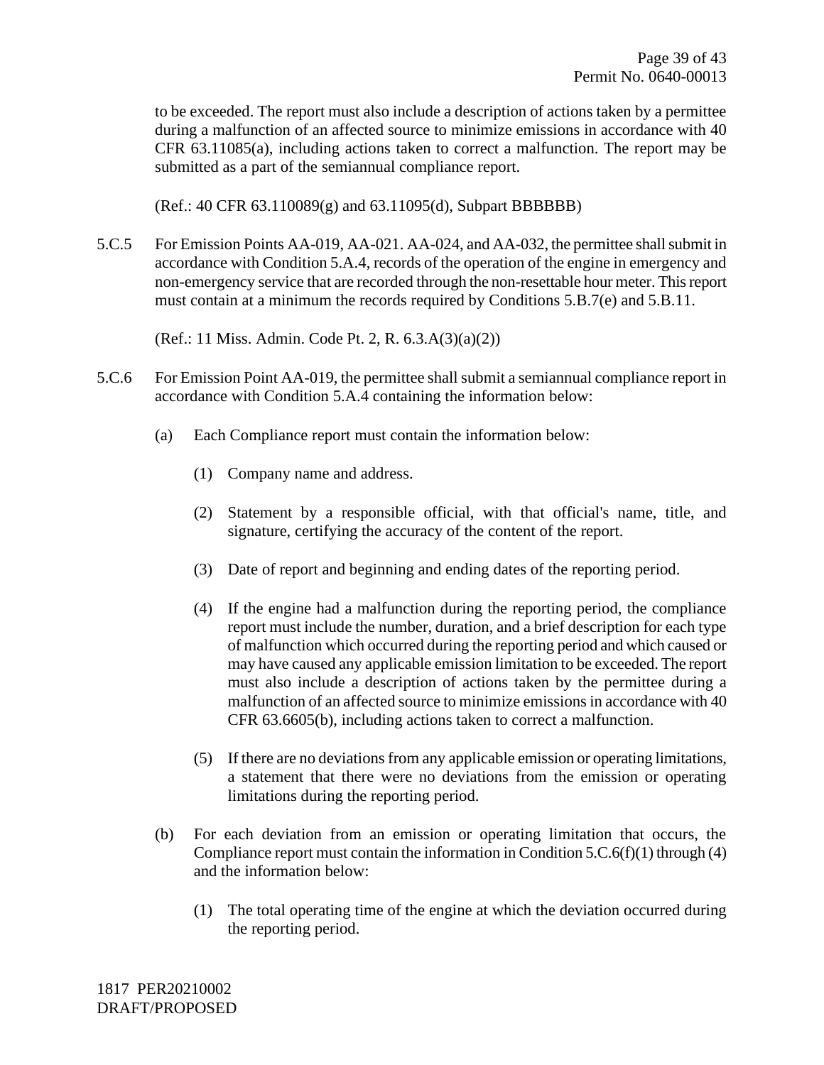to be exceeded. The report must also include a description of actions taken by a permittee during a malfunction of an affected source to minimize emissions in accordance with 40 CFR 63.11085(a), including actions taken to correct a malfunction. The report may be submitted as a part of the semiannual compliance report.

(Ref.: 40 CFR 63.110089(g) and 63.11095(d), Subpart BBBBBB)

5.C.5 For Emission Points AA-019, AA-021. AA-024, and AA-032, the permittee shall submit in accordance with Condition 5.A.4, records of the operation of the engine in emergency and non-emergency service that are recorded through the non-resettable hour meter. This report must contain at a minimum the records required by Conditions 5.B.7(e) and 5.B.11.

(Ref.: 11 Miss. Admin. Code Pt. 2, R. 6.3.A(3)(a)(2))

5.C.6 For Emission Point AA-019, the permittee shall submit a semiannual compliance report in accordance with Condition 5.A.4 containing the information below:

(a) Each Compliance report must contain the information below:

(1) Company name and address.

(2) Statement by a responsible official, with that official's name, title, and signature, certifying the accuracy of the content of the report.

(3) Date of report and beginning and ending dates of the reporting period.

(4) If the engine had a malfunction during the reporting period, the compliance report must include the number, duration, and a brief description for each type of malfunction which occurred during the reporting period and which caused or may have caused any applicable emission limitation to be exceeded. The report must also include a description of actions taken by the permittee during a malfunction of an affected source to minimize emissions in accordance with 40 CFR 63.6605(b), including actions taken to correct a malfunction.

(5) If there are no deviations from any applicable emission or operating limitations, a statement that there were no deviations from the emission or operating limitations during the reporting period.

(b) For each deviation from an emission or operating limitation that occurs, the Compliance report must contain the information in Condition 5.C.6(f)(1) through (4) and the information below:

(1) The total operating time of the engine at which the deviation occurred during the reporting period.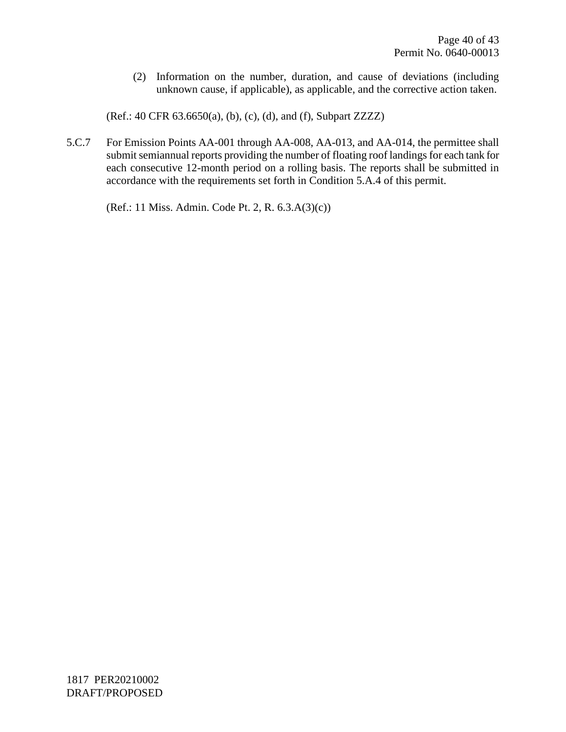(2) Information on the number, duration, and cause of deviations (including unknown cause, if applicable), as applicable, and the corrective action taken.

(Ref.: 40 CFR 63.6650(a), (b), (c), (d), and (f), Subpart ZZZZ)

5.C.7 For Emission Points AA-001 through AA-008, AA-013, and AA-014, the permittee shall submit semiannual reports providing the number of floating roof landings for each tank for each consecutive 12-month period on a rolling basis. The reports shall be submitted in accordance with the requirements set forth in Condition 5.A.4 of this permit.

(Ref.: 11 Miss. Admin. Code Pt. 2, R. 6.3.A(3)(c))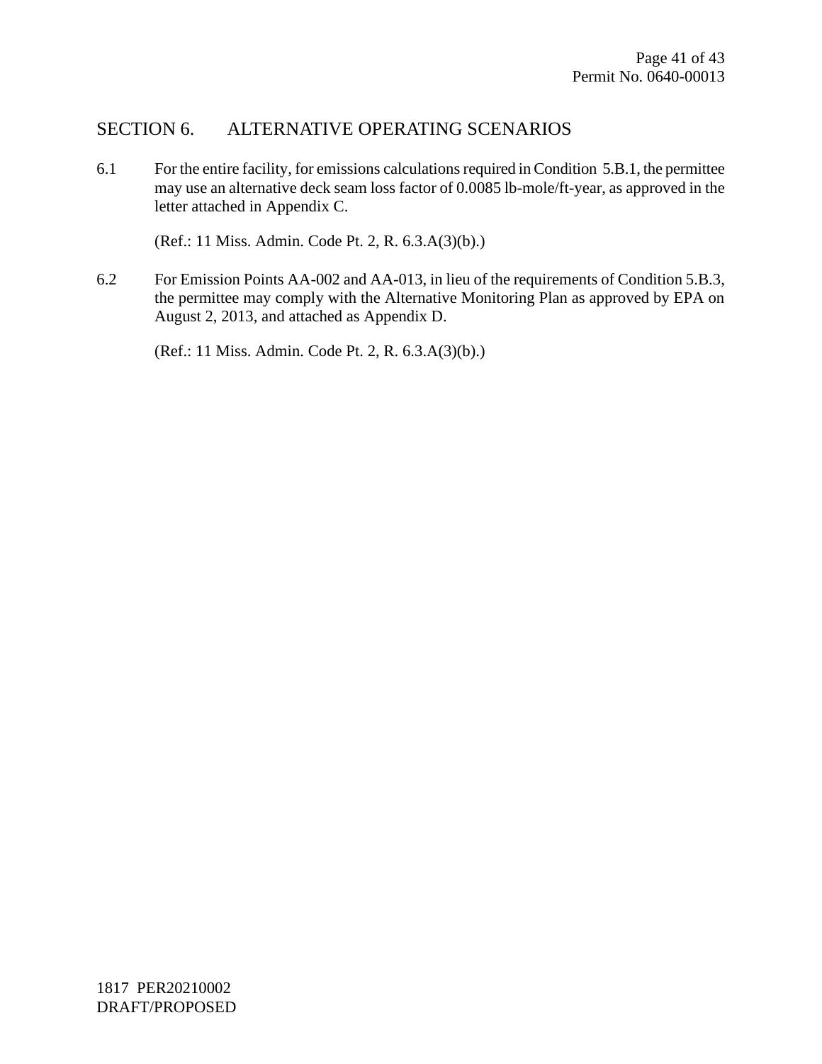## SECTION 6. ALTERNATIVE OPERATING SCENARIOS

6.1 For the entire facility, for emissions calculations required in Condition 5.B.1, the permittee may use an alternative deck seam loss factor of 0.0085 lb-mole/ft-year, as approved in the letter attached in Appendix C.

(Ref.: 11 Miss. Admin. Code Pt. 2, R. 6.3.A(3)(b).)

6.2 For Emission Points AA-002 and AA-013, in lieu of the requirements of Condition 5.B.3, the permittee may comply with the Alternative Monitoring Plan as approved by EPA on August 2, 2013, and attached as Appendix D.

(Ref.: 11 Miss. Admin. Code Pt. 2, R. 6.3.A(3)(b).)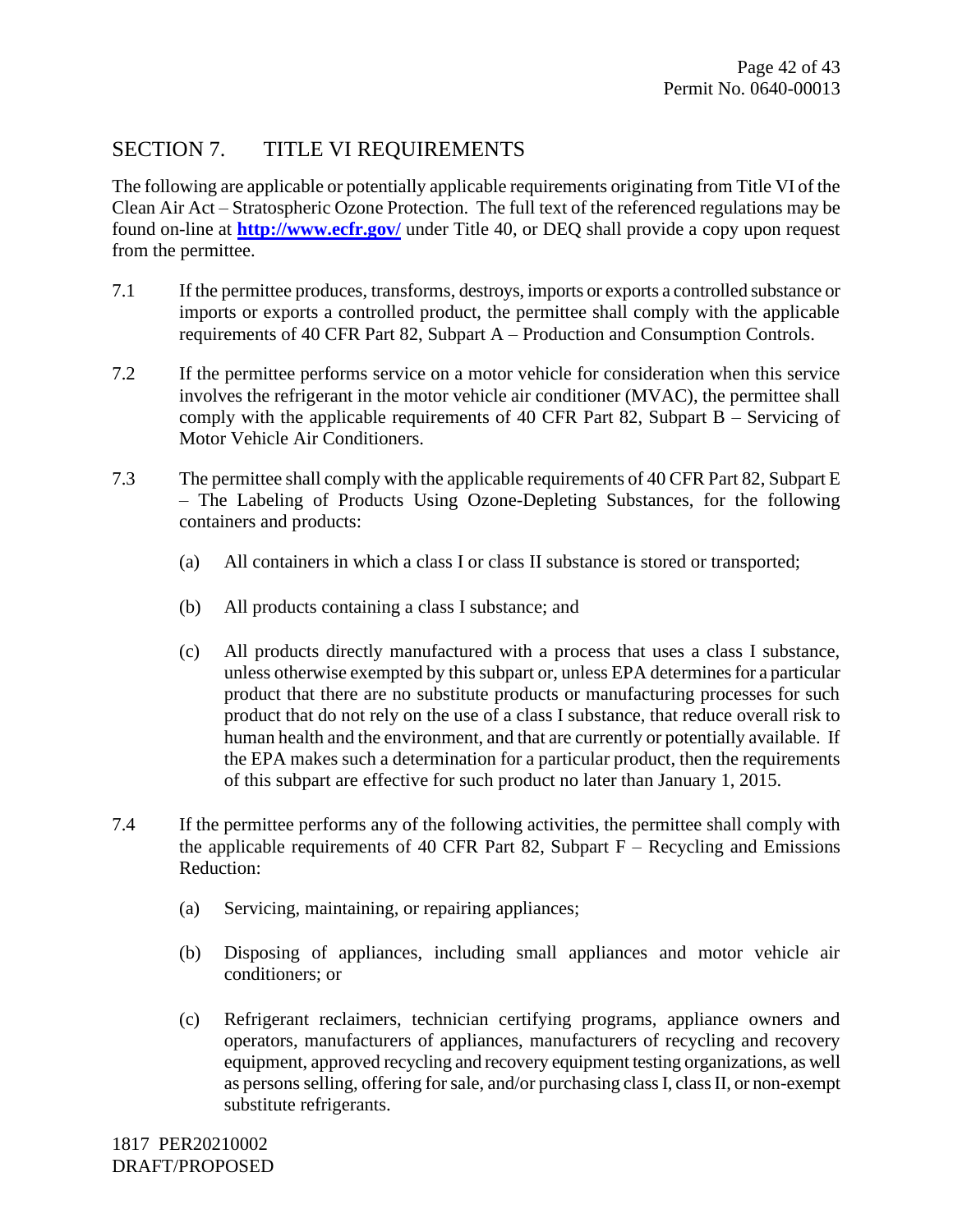## SECTION 7. TITLE VI REQUIREMENTS

The following are applicable or potentially applicable requirements originating from Title VI of the Clean Air Act – Stratospheric Ozone Protection. The full text of the referenced regulations may be found on-line at **http://www.ecfr.gov/** under Title 40, or DEQ shall provide a copy upon request from the permittee.

7.1 If the permittee produces, transforms, destroys, imports or exports a controlled substance or imports or exports a controlled product, the permittee shall comply with the applicable requirements of 40 CFR Part 82, Subpart A – Production and Consumption Controls.

7.2 If the permittee performs service on a motor vehicle for consideration when this service involves the refrigerant in the motor vehicle air conditioner (MVAC), the permittee shall comply with the applicable requirements of 40 CFR Part 82, Subpart B – Servicing of Motor Vehicle Air Conditioners.

7.3 The permittee shall comply with the applicable requirements of 40 CFR Part 82, Subpart E – The Labeling of Products Using Ozone-Depleting Substances, for the following containers and products:

(a) All containers in which a class I or class II substance is stored or transported;

(b) All products containing a class I substance; and

(c) All products directly manufactured with a process that uses a class I substance, unless otherwise exempted by this subpart or, unless EPA determines for a particular product that there are no substitute products or manufacturing processes for such product that do not rely on the use of a class I substance, that reduce overall risk to human health and the environment, and that are currently or potentially available. If the EPA makes such a determination for a particular product, then the requirements of this subpart are effective for such product no later than January 1, 2015.

7.4 If the permittee performs any of the following activities, the permittee shall comply with the applicable requirements of 40 CFR Part 82, Subpart F – Recycling and Emissions Reduction:

(a) Servicing, maintaining, or repairing appliances;

(b) Disposing of appliances, including small appliances and motor vehicle air conditioners; or

(c) Refrigerant reclaimers, technician certifying programs, appliance owners and operators, manufacturers of appliances, manufacturers of recycling and recovery equipment, approved recycling and recovery equipment testing organizations, as well as persons selling, offering for sale, and/or purchasing class I, class II, or non-exempt substitute refrigerants.

1817 PER20210002
DRAFT/PROPOSED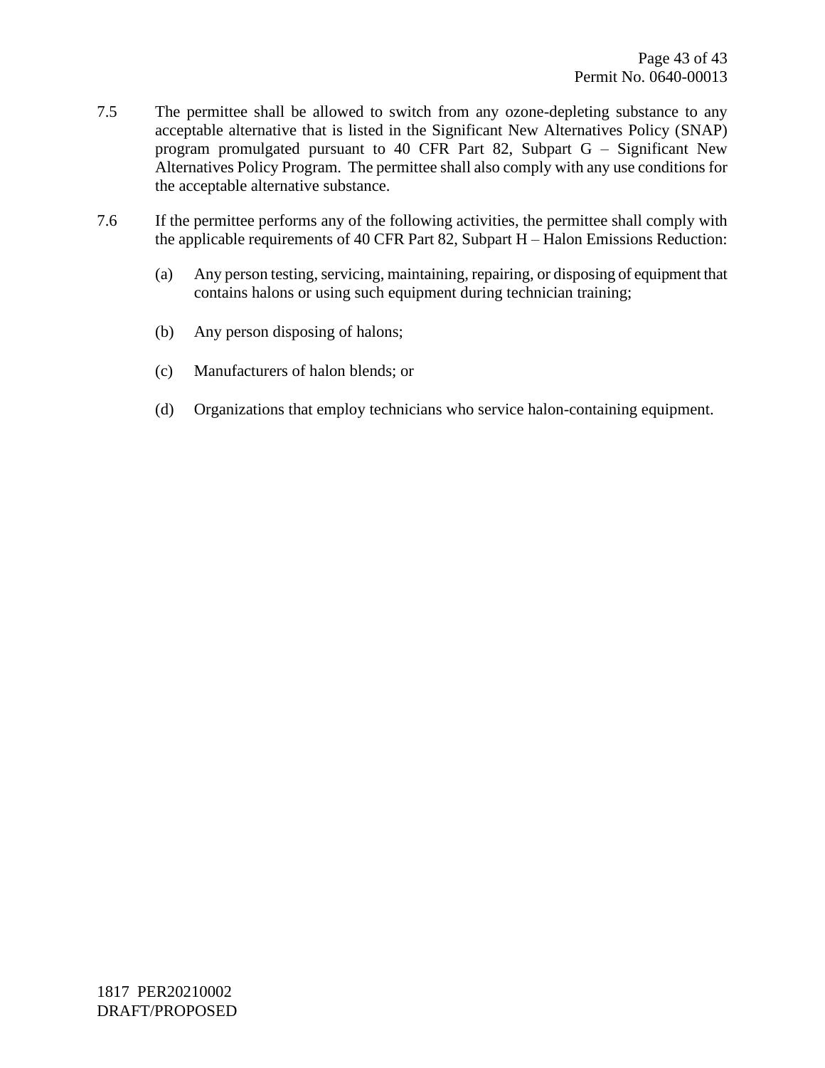7.5 The permittee shall be allowed to switch from any ozone-depleting substance to any acceptable alternative that is listed in the Significant New Alternatives Policy (SNAP) program promulgated pursuant to 40 CFR Part 82, Subpart G – Significant New Alternatives Policy Program. The permittee shall also comply with any use conditions for the acceptable alternative substance.

7.6 If the permittee performs any of the following activities, the permittee shall comply with the applicable requirements of 40 CFR Part 82, Subpart H – Halon Emissions Reduction:

(a) Any person testing, servicing, maintaining, repairing, or disposing of equipment that contains halons or using such equipment during technician training;

(b) Any person disposing of halons;

(c) Manufacturers of halon blends; or

(d) Organizations that employ technicians who service halon-containing equipment.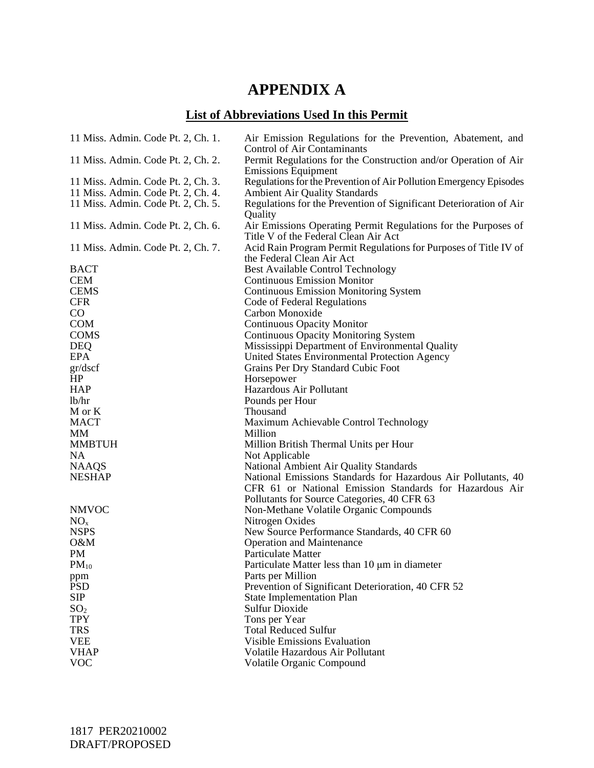# APPENDIX A

## List of Abbreviations Used In this Permit

| | |
|---|---|
| 11 Miss. Admin. Code Pt. 2, Ch. 1. | Air Emission Regulations for the Prevention, Abatement, and Control of Air Contaminants |
| 11 Miss. Admin. Code Pt. 2, Ch. 2. | Permit Regulations for the Construction and/or Operation of Air Emissions Equipment |
| 11 Miss. Admin. Code Pt. 2, Ch. 3. | Regulations for the Prevention of Air Pollution Emergency Episodes |
| 11 Miss. Admin. Code Pt. 2, Ch. 4. | Ambient Air Quality Standards |
| 11 Miss. Admin. Code Pt. 2, Ch. 5. | Regulations for the Prevention of Significant Deterioration of Air Quality |
| 11 Miss. Admin. Code Pt. 2, Ch. 6. | Air Emissions Operating Permit Regulations for the Purposes of Title V of the Federal Clean Air Act |
| 11 Miss. Admin. Code Pt. 2, Ch. 7. | Acid Rain Program Permit Regulations for Purposes of Title IV of the Federal Clean Air Act |
| BACT | Best Available Control Technology |
| CEM | Continuous Emission Monitor |
| CEMS | Continuous Emission Monitoring System |
| CFR | Code of Federal Regulations |
| CO | Carbon Monoxide |
| COM | Continuous Opacity Monitor |
| COMS | Continuous Opacity Monitoring System |
| DEQ | Mississippi Department of Environmental Quality |
| EPA | United States Environmental Protection Agency |
| gr/dscf | Grains Per Dry Standard Cubic Foot |
| HP | Horsepower |
| HAP | Hazardous Air Pollutant |
| lb/hr | Pounds per Hour |
| M or K | Thousand |
| MACT | Maximum Achievable Control Technology |
| MM | Million |
| MMBTUH | Million British Thermal Units per Hour |
| NA | Not Applicable |
| NAAQS | National Ambient Air Quality Standards |
| NESHAP | National Emissions Standards for Hazardous Air Pollutants, 40 CFR 61 or National Emission Standards for Hazardous Air Pollutants for Source Categories, 40 CFR 63 |
| NMVOC | Non-Methane Volatile Organic Compounds |
| $NO_x$ | Nitrogen Oxides |
| NSPS | New Source Performance Standards, 40 CFR 60 |
| O&M | Operation and Maintenance |
| PM | Particulate Matter |
| $PM_{10}$ | Particulate Matter less than 10 μm in diameter |
| ppm | Parts per Million |
| PSD | Prevention of Significant Deterioration, 40 CFR 52 |
| SIP | State Implementation Plan |
| $SO_2$ | Sulfur Dioxide |
| TPY | Tons per Year |
| TRS | Total Reduced Sulfur |
| VEE | Visible Emissions Evaluation |
| VHAP | Volatile Hazardous Air Pollutant |
| VOC | Volatile Organic Compound |

1817 PER20210002
DRAFT/PROPOSED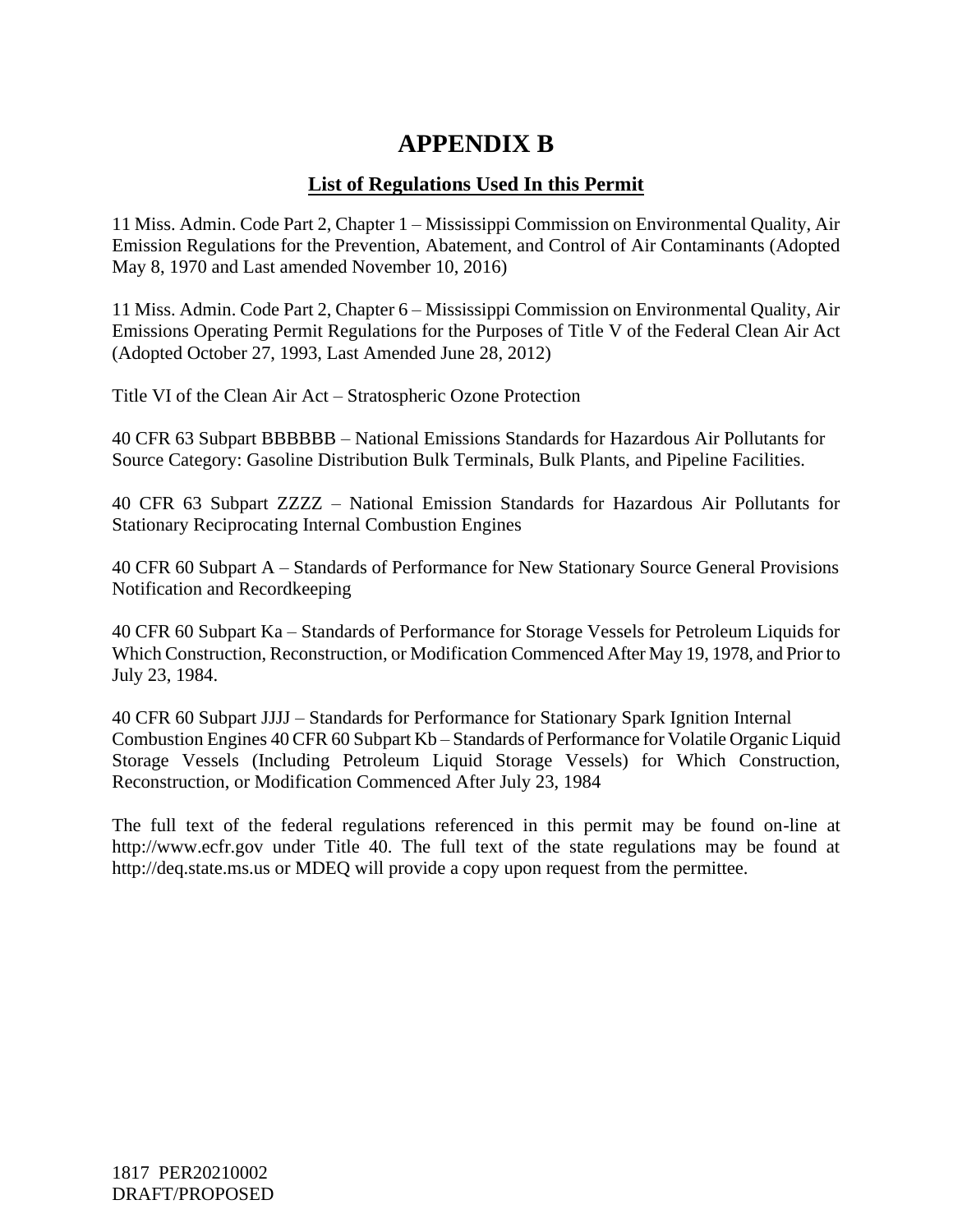# APPENDIX B

## List of Regulations Used In this Permit

11 Miss. Admin. Code Part 2, Chapter 1 – Mississippi Commission on Environmental Quality, Air Emission Regulations for the Prevention, Abatement, and Control of Air Contaminants (Adopted May 8, 1970 and Last amended November 10, 2016)

11 Miss. Admin. Code Part 2, Chapter 6 – Mississippi Commission on Environmental Quality, Air Emissions Operating Permit Regulations for the Purposes of Title V of the Federal Clean Air Act (Adopted October 27, 1993, Last Amended June 28, 2012)

Title VI of the Clean Air Act – Stratospheric Ozone Protection

40 CFR 63 Subpart BBBBBB – National Emissions Standards for Hazardous Air Pollutants for Source Category: Gasoline Distribution Bulk Terminals, Bulk Plants, and Pipeline Facilities.

40 CFR 63 Subpart ZZZZ – National Emission Standards for Hazardous Air Pollutants for Stationary Reciprocating Internal Combustion Engines

40 CFR 60 Subpart A – Standards of Performance for New Stationary Source General Provisions Notification and Recordkeeping

40 CFR 60 Subpart Ka – Standards of Performance for Storage Vessels for Petroleum Liquids for Which Construction, Reconstruction, or Modification Commenced After May 19, 1978, and Prior to July 23, 1984.

40 CFR 60 Subpart JJJJ – Standards for Performance for Stationary Spark Ignition Internal Combustion Engines 40 CFR 60 Subpart Kb – Standards of Performance for Volatile Organic Liquid Storage Vessels (Including Petroleum Liquid Storage Vessels) for Which Construction, Reconstruction, or Modification Commenced After July 23, 1984

The full text of the federal regulations referenced in this permit may be found on-line at http://www.ecfr.gov under Title 40. The full text of the state regulations may be found at http://deq.state.ms.us or MDEQ will provide a copy upon request from the permittee.

1817 PER20210002
DRAFT/PROPOSED